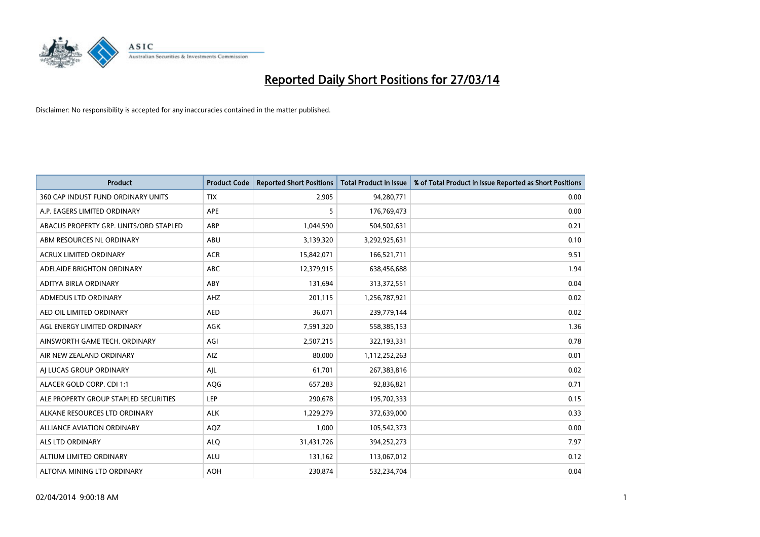# Reported Daily Short Positions for 27/03/14

Disclaimer: No responsibility is accepted for any inaccuracies contained in the matter published.

| Product | Product Code | Reported Short Positions | Total Product in Issue | % of Total Product in Issue Reported as Short Positions |
|---|---|---|---|---|
| 360 CAP INDUST FUND ORDINARY UNITS | TIX | 2,905 | 94,280,771 | 0.00 |
| A.P. EAGERS LIMITED ORDINARY | APE | 5 | 176,769,473 | 0.00 |
| ABACUS PROPERTY GRP. UNITS/ORD STAPLED | ABP | 1,044,590 | 504,502,631 | 0.21 |
| ABM RESOURCES NL ORDINARY | ABU | 3,139,320 | 3,292,925,631 | 0.10 |
| ACRUX LIMITED ORDINARY | ACR | 15,842,071 | 166,521,711 | 9.51 |
| ADELAIDE BRIGHTON ORDINARY | ABC | 12,379,915 | 638,456,688 | 1.94 |
| ADITYA BIRLA ORDINARY | ABY | 131,694 | 313,372,551 | 0.04 |
| ADMEDUS LTD ORDINARY | AHZ | 201,115 | 1,256,787,921 | 0.02 |
| AED OIL LIMITED ORDINARY | AED | 36,071 | 239,779,144 | 0.02 |
| AGL ENERGY LIMITED ORDINARY | AGK | 7,591,320 | 558,385,153 | 1.36 |
| AINSWORTH GAME TECH. ORDINARY | AGI | 2,507,215 | 322,193,331 | 0.78 |
| AIR NEW ZEALAND ORDINARY | AIZ | 80,000 | 1,112,252,263 | 0.01 |
| AJ LUCAS GROUP ORDINARY | AJL | 61,701 | 267,383,816 | 0.02 |
| ALACER GOLD CORP. CDI 1:1 | AQG | 657,283 | 92,836,821 | 0.71 |
| ALE PROPERTY GROUP STAPLED SECURITIES | LEP | 290,678 | 195,702,333 | 0.15 |
| ALKANE RESOURCES LTD ORDINARY | ALK | 1,229,279 | 372,639,000 | 0.33 |
| ALLIANCE AVIATION ORDINARY | AQZ | 1,000 | 105,542,373 | 0.00 |
| ALS LTD ORDINARY | ALQ | 31,431,726 | 394,252,273 | 7.97 |
| ALTIUM LIMITED ORDINARY | ALU | 131,162 | 113,067,012 | 0.12 |
| ALTONA MINING LTD ORDINARY | AOH | 230,874 | 532,234,704 | 0.04 |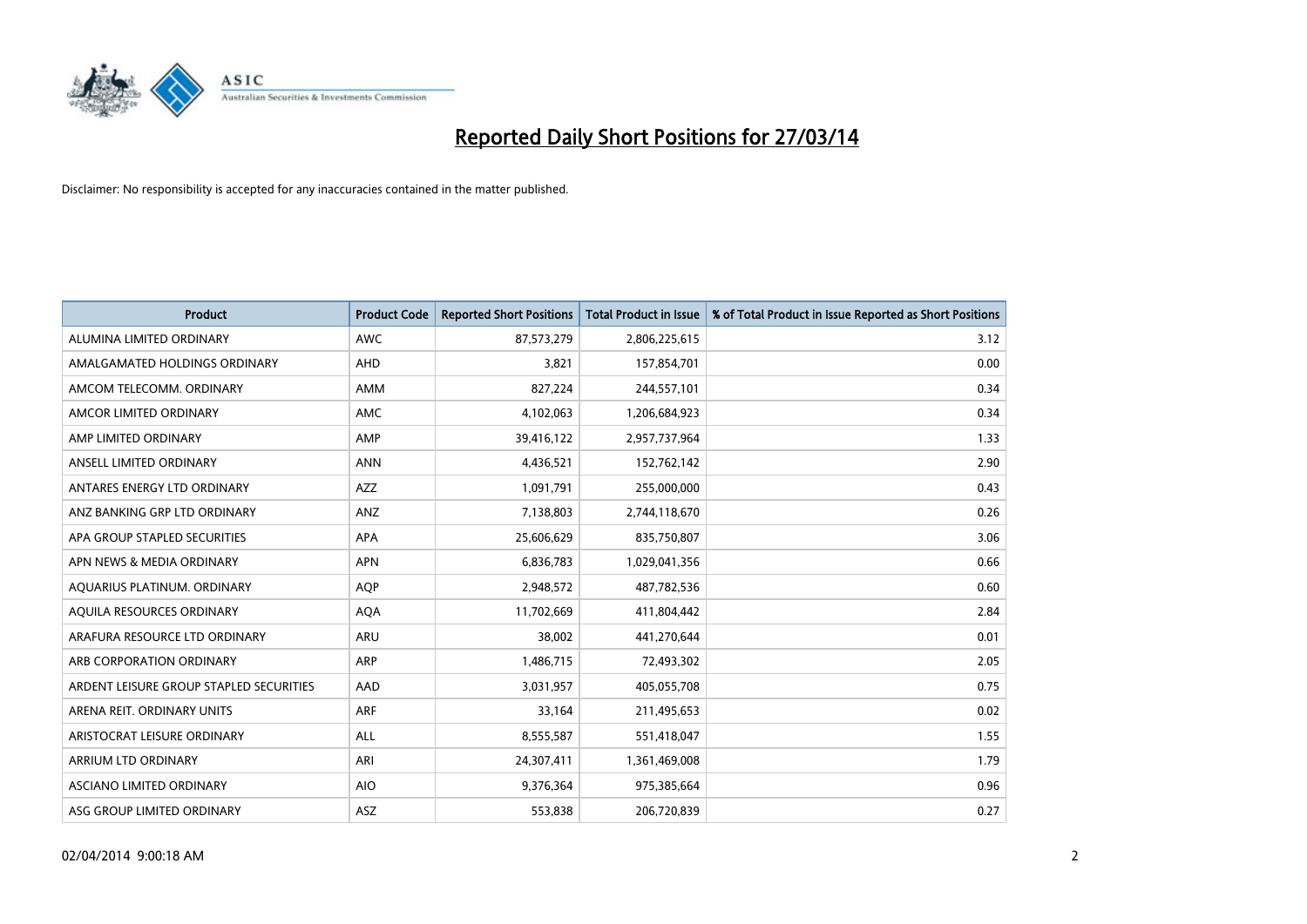# Reported Daily Short Positions for 27/03/14

Disclaimer: No responsibility is accepted for any inaccuracies contained in the matter published.

| Product | Product Code | Reported Short Positions | Total Product in Issue | % of Total Product in Issue Reported as Short Positions |
|---|---|---|---|---|
| ALUMINA LIMITED ORDINARY | AWC | 87,573,279 | 2,806,225,615 | 3.12 |
| AMALGAMATED HOLDINGS ORDINARY | AHD | 3,821 | 157,854,701 | 0.00 |
| AMCOM TELECOMM. ORDINARY | AMM | 827,224 | 244,557,101 | 0.34 |
| AMCOR LIMITED ORDINARY | AMC | 4,102,063 | 1,206,684,923 | 0.34 |
| AMP LIMITED ORDINARY | AMP | 39,416,122 | 2,957,737,964 | 1.33 |
| ANSELL LIMITED ORDINARY | ANN | 4,436,521 | 152,762,142 | 2.90 |
| ANTARES ENERGY LTD ORDINARY | AZZ | 1,091,791 | 255,000,000 | 0.43 |
| ANZ BANKING GRP LTD ORDINARY | ANZ | 7,138,803 | 2,744,118,670 | 0.26 |
| APA GROUP STAPLED SECURITIES | APA | 25,606,629 | 835,750,807 | 3.06 |
| APN NEWS & MEDIA ORDINARY | APN | 6,836,783 | 1,029,041,356 | 0.66 |
| AQUARIUS PLATINUM. ORDINARY | AQP | 2,948,572 | 487,782,536 | 0.60 |
| AQUILA RESOURCES ORDINARY | AQA | 11,702,669 | 411,804,442 | 2.84 |
| ARAFURA RESOURCE LTD ORDINARY | ARU | 38,002 | 441,270,644 | 0.01 |
| ARB CORPORATION ORDINARY | ARP | 1,486,715 | 72,493,302 | 2.05 |
| ARDENT LEISURE GROUP STAPLED SECURITIES | AAD | 3,031,957 | 405,055,708 | 0.75 |
| ARENA REIT. ORDINARY UNITS | ARF | 33,164 | 211,495,653 | 0.02 |
| ARISTOCRAT LEISURE ORDINARY | ALL | 8,555,587 | 551,418,047 | 1.55 |
| ARRIUM LTD ORDINARY | ARI | 24,307,411 | 1,361,469,008 | 1.79 |
| ASCIANO LIMITED ORDINARY | AIO | 9,376,364 | 975,385,664 | 0.96 |
| ASG GROUP LIMITED ORDINARY | ASZ | 553,838 | 206,720,839 | 0.27 |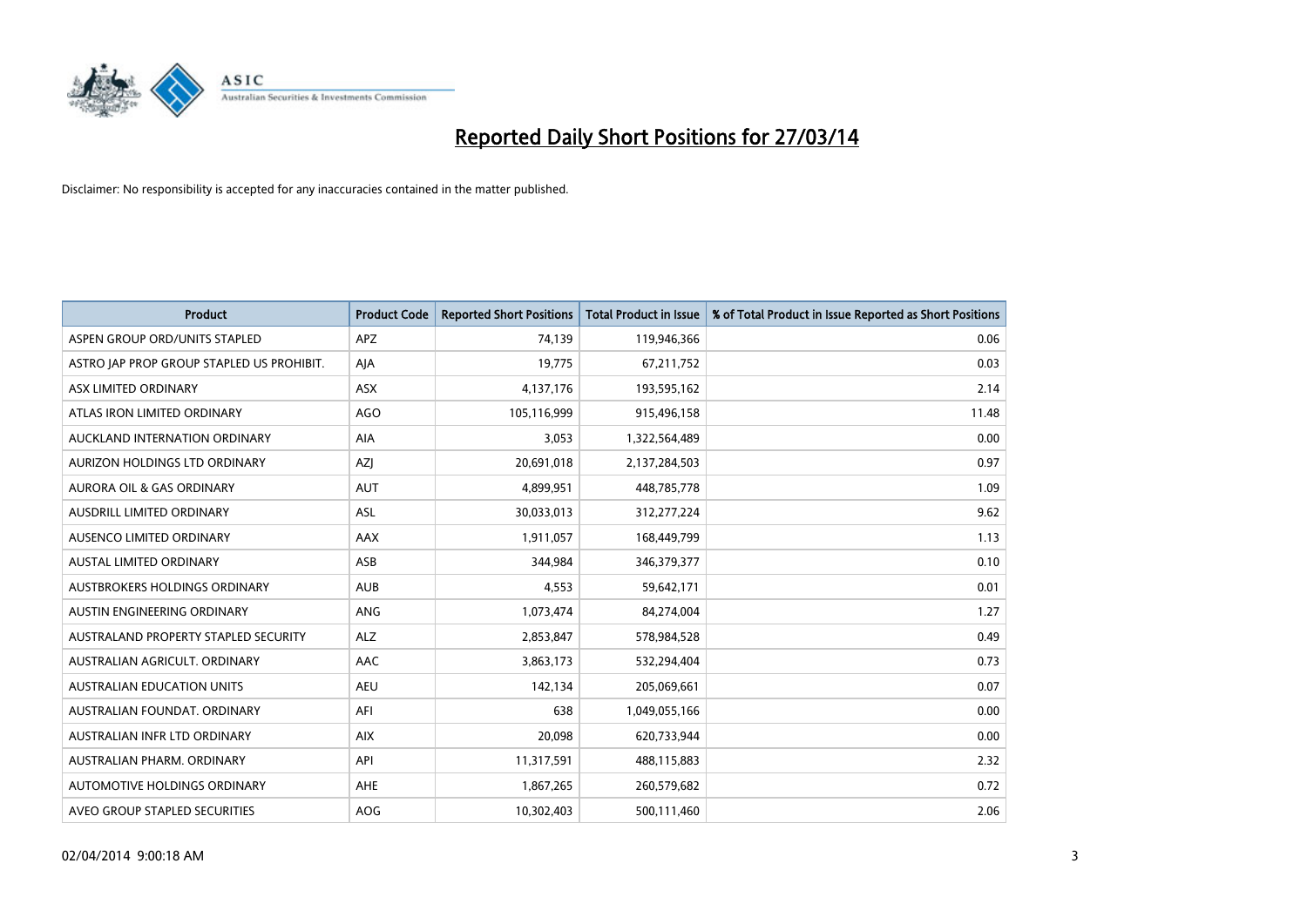# Reported Daily Short Positions for 27/03/14

Disclaimer: No responsibility is accepted for any inaccuracies contained in the matter published.

| Product | Product Code | Reported Short Positions | Total Product in Issue | % of Total Product in Issue Reported as Short Positions |
|---|---|---|---|---|
| ASPEN GROUP ORD/UNITS STAPLED | APZ | 74,139 | 119,946,366 | 0.06 |
| ASTRO JAP PROP GROUP STAPLED US PROHIBIT. | AJA | 19,775 | 67,211,752 | 0.03 |
| ASX LIMITED ORDINARY | ASX | 4,137,176 | 193,595,162 | 2.14 |
| ATLAS IRON LIMITED ORDINARY | AGO | 105,116,999 | 915,496,158 | 11.48 |
| AUCKLAND INTERNATION ORDINARY | AIA | 3,053 | 1,322,564,489 | 0.00 |
| AURIZON HOLDINGS LTD ORDINARY | AZJ | 20,691,018 | 2,137,284,503 | 0.97 |
| AURORA OIL & GAS ORDINARY | AUT | 4,899,951 | 448,785,778 | 1.09 |
| AUSDRILL LIMITED ORDINARY | ASL | 30,033,013 | 312,277,224 | 9.62 |
| AUSENCO LIMITED ORDINARY | AAX | 1,911,057 | 168,449,799 | 1.13 |
| AUSTAL LIMITED ORDINARY | ASB | 344,984 | 346,379,377 | 0.10 |
| AUSTBROKERS HOLDINGS ORDINARY | AUB | 4,553 | 59,642,171 | 0.01 |
| AUSTIN ENGINEERING ORDINARY | ANG | 1,073,474 | 84,274,004 | 1.27 |
| AUSTRALAND PROPERTY STAPLED SECURITY | ALZ | 2,853,847 | 578,984,528 | 0.49 |
| AUSTRALIAN AGRICULT. ORDINARY | AAC | 3,863,173 | 532,294,404 | 0.73 |
| AUSTRALIAN EDUCATION UNITS | AEU | 142,134 | 205,069,661 | 0.07 |
| AUSTRALIAN FOUNDAT. ORDINARY | AFI | 638 | 1,049,055,166 | 0.00 |
| AUSTRALIAN INFR LTD ORDINARY | AIX | 20,098 | 620,733,944 | 0.00 |
| AUSTRALIAN PHARM. ORDINARY | API | 11,317,591 | 488,115,883 | 2.32 |
| AUTOMOTIVE HOLDINGS ORDINARY | AHE | 1,867,265 | 260,579,682 | 0.72 |
| AVEO GROUP STAPLED SECURITIES | AOG | 10,302,403 | 500,111,460 | 2.06 |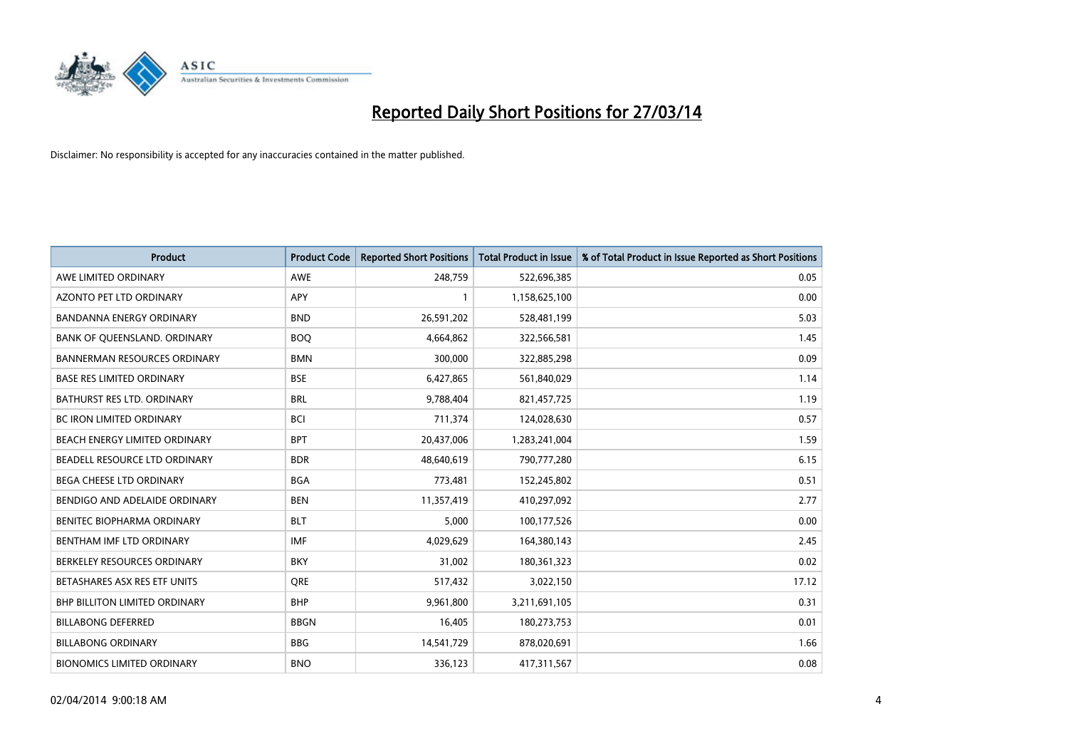# Reported Daily Short Positions for 27/03/14

Disclaimer: No responsibility is accepted for any inaccuracies contained in the matter published.

| Product | Product Code | Reported Short Positions | Total Product in Issue | % of Total Product in Issue Reported as Short Positions |
|---|---|---|---|---|
| AWE LIMITED ORDINARY | AWE | 248,759 | 522,696,385 | 0.05 |
| AZONTO PET LTD ORDINARY | APY | 1 | 1,158,625,100 | 0.00 |
| BANDANNA ENERGY ORDINARY | BND | 26,591,202 | 528,481,199 | 5.03 |
| BANK OF QUEENSLAND. ORDINARY | BOQ | 4,664,862 | 322,566,581 | 1.45 |
| BANNERMAN RESOURCES ORDINARY | BMN | 300,000 | 322,885,298 | 0.09 |
| BASE RES LIMITED ORDINARY | BSE | 6,427,865 | 561,840,029 | 1.14 |
| BATHURST RES LTD. ORDINARY | BRL | 9,788,404 | 821,457,725 | 1.19 |
| BC IRON LIMITED ORDINARY | BCI | 711,374 | 124,028,630 | 0.57 |
| BEACH ENERGY LIMITED ORDINARY | BPT | 20,437,006 | 1,283,241,004 | 1.59 |
| BEADELL RESOURCE LTD ORDINARY | BDR | 48,640,619 | 790,777,280 | 6.15 |
| BEGA CHEESE LTD ORDINARY | BGA | 773,481 | 152,245,802 | 0.51 |
| BENDIGO AND ADELAIDE ORDINARY | BEN | 11,357,419 | 410,297,092 | 2.77 |
| BENITEC BIOPHARMA ORDINARY | BLT | 5,000 | 100,177,526 | 0.00 |
| BENTHAM IMF LTD ORDINARY | IMF | 4,029,629 | 164,380,143 | 2.45 |
| BERKELEY RESOURCES ORDINARY | BKY | 31,002 | 180,361,323 | 0.02 |
| BETASHARES ASX RES ETF UNITS | QRE | 517,432 | 3,022,150 | 17.12 |
| BHP BILLITON LIMITED ORDINARY | BHP | 9,961,800 | 3,211,691,105 | 0.31 |
| BILLABONG DEFERRED | BBGN | 16,405 | 180,273,753 | 0.01 |
| BILLABONG ORDINARY | BBG | 14,541,729 | 878,020,691 | 1.66 |
| BIONOMICS LIMITED ORDINARY | BNO | 336,123 | 417,311,567 | 0.08 |

02/04/2014 9:00:18 AM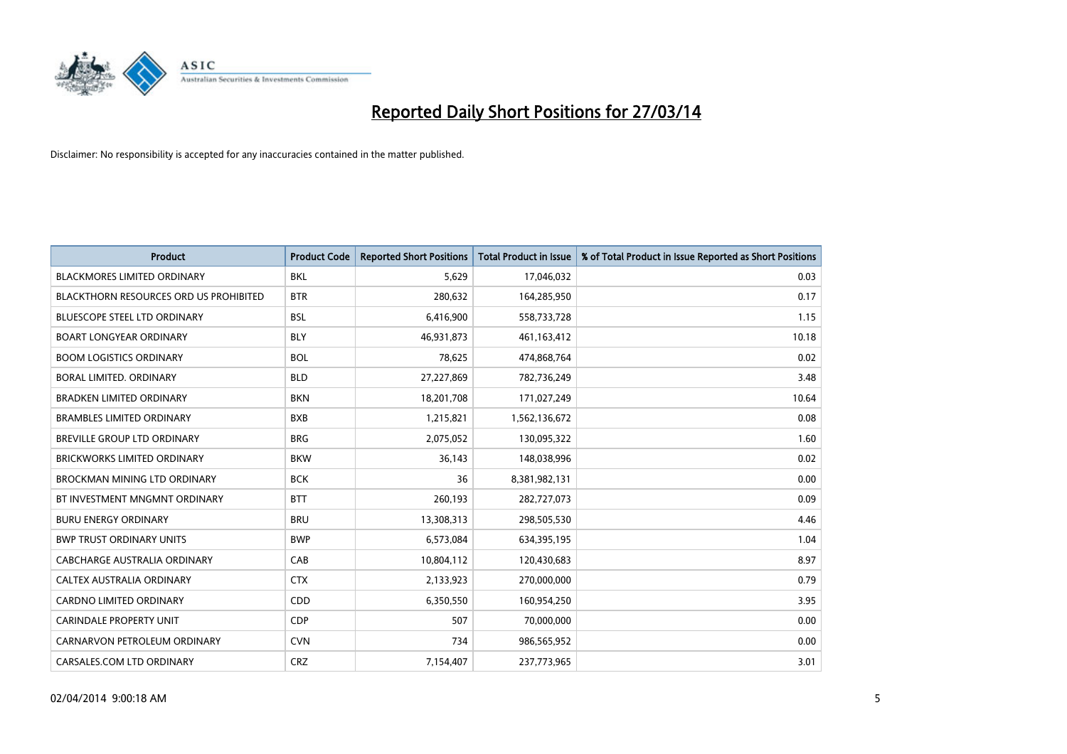# Reported Daily Short Positions for 27/03/14

Disclaimer: No responsibility is accepted for any inaccuracies contained in the matter published.

| Product | Product Code | Reported Short Positions | Total Product in Issue | % of Total Product in Issue Reported as Short Positions |
| --- | --- | --- | --- | --- |
| BLACKMORES LIMITED ORDINARY | BKL | 5,629 | 17,046,032 | 0.03 |
| BLACKTHORN RESOURCES ORD US PROHIBITED | BTR | 280,632 | 164,285,950 | 0.17 |
| BLUESCOPE STEEL LTD ORDINARY | BSL | 6,416,900 | 558,733,728 | 1.15 |
| BOART LONGYEAR ORDINARY | BLY | 46,931,873 | 461,163,412 | 10.18 |
| BOOM LOGISTICS ORDINARY | BOL | 78,625 | 474,868,764 | 0.02 |
| BORAL LIMITED. ORDINARY | BLD | 27,227,869 | 782,736,249 | 3.48 |
| BRADKEN LIMITED ORDINARY | BKN | 18,201,708 | 171,027,249 | 10.64 |
| BRAMBLES LIMITED ORDINARY | BXB | 1,215,821 | 1,562,136,672 | 0.08 |
| BREVILLE GROUP LTD ORDINARY | BRG | 2,075,052 | 130,095,322 | 1.60 |
| BRICKWORKS LIMITED ORDINARY | BKW | 36,143 | 148,038,996 | 0.02 |
| BROCKMAN MINING LTD ORDINARY | BCK | 36 | 8,381,982,131 | 0.00 |
| BT INVESTMENT MNGMNT ORDINARY | BTT | 260,193 | 282,727,073 | 0.09 |
| BURU ENERGY ORDINARY | BRU | 13,308,313 | 298,505,530 | 4.46 |
| BWP TRUST ORDINARY UNITS | BWP | 6,573,084 | 634,395,195 | 1.04 |
| CABCHARGE AUSTRALIA ORDINARY | CAB | 10,804,112 | 120,430,683 | 8.97 |
| CALTEX AUSTRALIA ORDINARY | CTX | 2,133,923 | 270,000,000 | 0.79 |
| CARDNO LIMITED ORDINARY | CDD | 6,350,550 | 160,954,250 | 3.95 |
| CARINDALE PROPERTY UNIT | CDP | 507 | 70,000,000 | 0.00 |
| CARNARVON PETROLEUM ORDINARY | CVN | 734 | 986,565,952 | 0.00 |
| CARSALES.COM LTD ORDINARY | CRZ | 7,154,407 | 237,773,965 | 3.01 |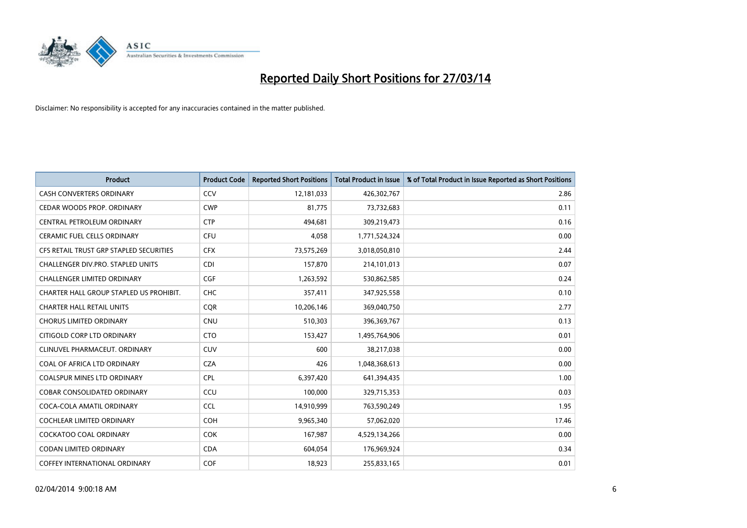# Reported Daily Short Positions for 27/03/14

Disclaimer: No responsibility is accepted for any inaccuracies contained in the matter published.

| Product | Product Code | Reported Short Positions | Total Product in Issue | % of Total Product in Issue Reported as Short Positions |
|---|---|---|---|---|
| CASH CONVERTERS ORDINARY | CCV | 12,181,033 | 426,302,767 | 2.86 |
| CEDAR WOODS PROP. ORDINARY | CWP | 81,775 | 73,732,683 | 0.11 |
| CENTRAL PETROLEUM ORDINARY | CTP | 494,681 | 309,219,473 | 0.16 |
| CERAMIC FUEL CELLS ORDINARY | CFU | 4,058 | 1,771,524,324 | 0.00 |
| CFS RETAIL TRUST GRP STAPLED SECURITIES | CFX | 73,575,269 | 3,018,050,810 | 2.44 |
| CHALLENGER DIV.PRO. STAPLED UNITS | CDI | 157,870 | 214,101,013 | 0.07 |
| CHALLENGER LIMITED ORDINARY | CGF | 1,263,592 | 530,862,585 | 0.24 |
| CHARTER HALL GROUP STAPLED US PROHIBIT. | CHC | 357,411 | 347,925,558 | 0.10 |
| CHARTER HALL RETAIL UNITS | CQR | 10,206,146 | 369,040,750 | 2.77 |
| CHORUS LIMITED ORDINARY | CNU | 510,303 | 396,369,767 | 0.13 |
| CITIGOLD CORP LTD ORDINARY | CTO | 153,427 | 1,495,764,906 | 0.01 |
| CLINUVEL PHARMACEUT. ORDINARY | CUV | 600 | 38,217,038 | 0.00 |
| COAL OF AFRICA LTD ORDINARY | CZA | 426 | 1,048,368,613 | 0.00 |
| COALSPUR MINES LTD ORDINARY | CPL | 6,397,420 | 641,394,435 | 1.00 |
| COBAR CONSOLIDATED ORDINARY | CCU | 100,000 | 329,715,353 | 0.03 |
| COCA-COLA AMATIL ORDINARY | CCL | 14,910,999 | 763,590,249 | 1.95 |
| COCHLEAR LIMITED ORDINARY | COH | 9,965,340 | 57,062,020 | 17.46 |
| COCKATOO COAL ORDINARY | COK | 167,987 | 4,529,134,266 | 0.00 |
| CODAN LIMITED ORDINARY | CDA | 604,054 | 176,969,924 | 0.34 |
| COFFEY INTERNATIONAL ORDINARY | COF | 18,923 | 255,833,165 | 0.01 |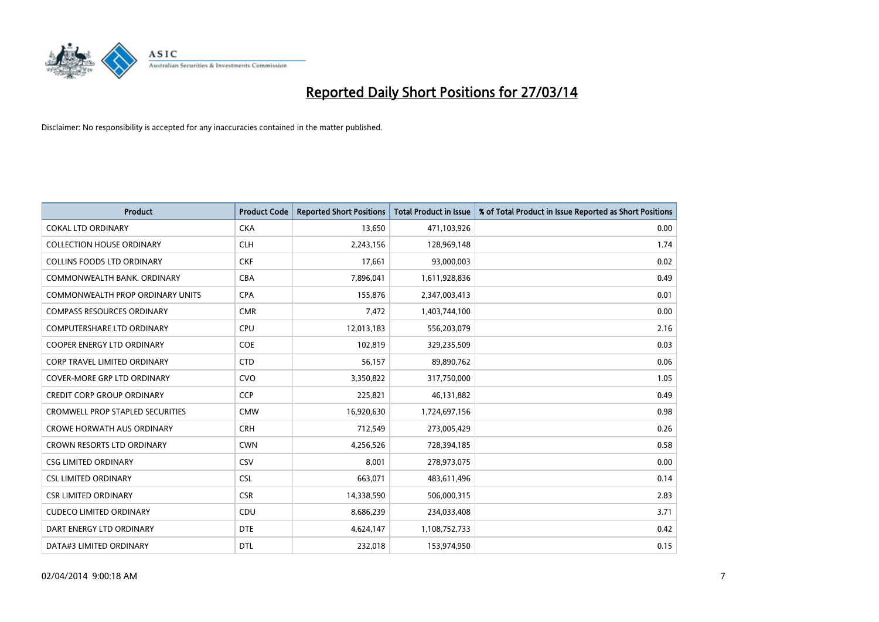# Reported Daily Short Positions for 27/03/14

Disclaimer: No responsibility is accepted for any inaccuracies contained in the matter published.

| Product | Product Code | Reported Short Positions | Total Product in Issue | % of Total Product in Issue Reported as Short Positions |
|---|---|---|---|---|
| COKAL LTD ORDINARY | CKA | 13,650 | 471,103,926 | 0.00 |
| COLLECTION HOUSE ORDINARY | CLH | 2,243,156 | 128,969,148 | 1.74 |
| COLLINS FOODS LTD ORDINARY | CKF | 17,661 | 93,000,003 | 0.02 |
| COMMONWEALTH BANK. ORDINARY | CBA | 7,896,041 | 1,611,928,836 | 0.49 |
| COMMONWEALTH PROP ORDINARY UNITS | CPA | 155,876 | 2,347,003,413 | 0.01 |
| COMPASS RESOURCES ORDINARY | CMR | 7,472 | 1,403,744,100 | 0.00 |
| COMPUTERSHARE LTD ORDINARY | CPU | 12,013,183 | 556,203,079 | 2.16 |
| COOPER ENERGY LTD ORDINARY | COE | 102,819 | 329,235,509 | 0.03 |
| CORP TRAVEL LIMITED ORDINARY | CTD | 56,157 | 89,890,762 | 0.06 |
| COVER-MORE GRP LTD ORDINARY | CVO | 3,350,822 | 317,750,000 | 1.05 |
| CREDIT CORP GROUP ORDINARY | CCP | 225,821 | 46,131,882 | 0.49 |
| CROMWELL PROP STAPLED SECURITIES | CMW | 16,920,630 | 1,724,697,156 | 0.98 |
| CROWE HORWATH AUS ORDINARY | CRH | 712,549 | 273,005,429 | 0.26 |
| CROWN RESORTS LTD ORDINARY | CWN | 4,256,526 | 728,394,185 | 0.58 |
| CSG LIMITED ORDINARY | CSV | 8,001 | 278,973,075 | 0.00 |
| CSL LIMITED ORDINARY | CSL | 663,071 | 483,611,496 | 0.14 |
| CSR LIMITED ORDINARY | CSR | 14,338,590 | 506,000,315 | 2.83 |
| CUDECO LIMITED ORDINARY | CDU | 8,686,239 | 234,033,408 | 3.71 |
| DART ENERGY LTD ORDINARY | DTE | 4,624,147 | 1,108,752,733 | 0.42 |
| DATA#3 LIMITED ORDINARY | DTL | 232,018 | 153,974,950 | 0.15 |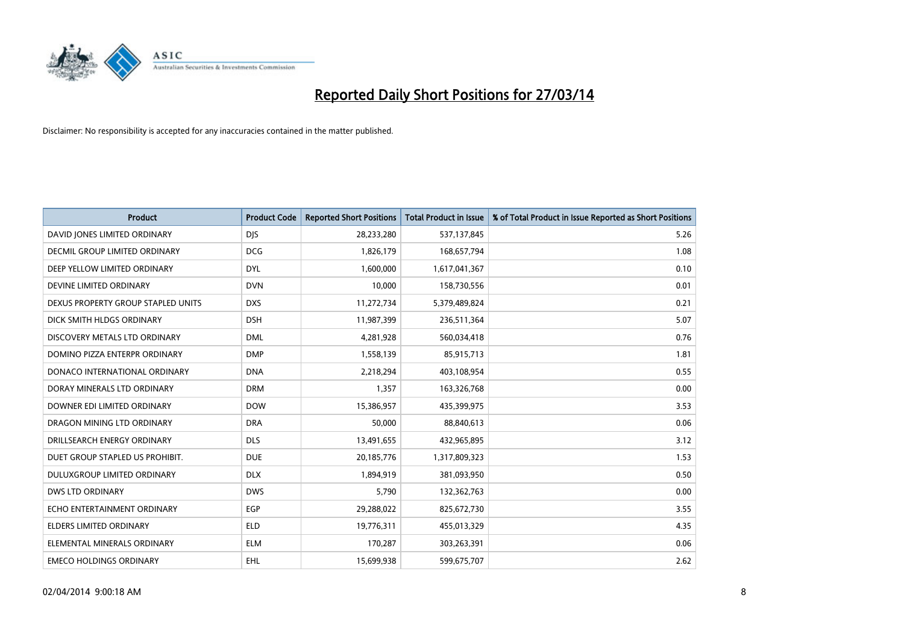# Reported Daily Short Positions for 27/03/14

Disclaimer: No responsibility is accepted for any inaccuracies contained in the matter published.

| Product | Product Code | Reported Short Positions | Total Product in Issue | % of Total Product in Issue Reported as Short Positions |
|---|---|---|---|---|
| DAVID JONES LIMITED ORDINARY | DJS | 28,233,280 | 537,137,845 | 5.26 |
| DECMIL GROUP LIMITED ORDINARY | DCG | 1,826,179 | 168,657,794 | 1.08 |
| DEEP YELLOW LIMITED ORDINARY | DYL | 1,600,000 | 1,617,041,367 | 0.10 |
| DEVINE LIMITED ORDINARY | DVN | 10,000 | 158,730,556 | 0.01 |
| DEXUS PROPERTY GROUP STAPLED UNITS | DXS | 11,272,734 | 5,379,489,824 | 0.21 |
| DICK SMITH HLDGS ORDINARY | DSH | 11,987,399 | 236,511,364 | 5.07 |
| DISCOVERY METALS LTD ORDINARY | DML | 4,281,928 | 560,034,418 | 0.76 |
| DOMINO PIZZA ENTERPR ORDINARY | DMP | 1,558,139 | 85,915,713 | 1.81 |
| DONACO INTERNATIONAL ORDINARY | DNA | 2,218,294 | 403,108,954 | 0.55 |
| DORAY MINERALS LTD ORDINARY | DRM | 1,357 | 163,326,768 | 0.00 |
| DOWNER EDI LIMITED ORDINARY | DOW | 15,386,957 | 435,399,975 | 3.53 |
| DRAGON MINING LTD ORDINARY | DRA | 50,000 | 88,840,613 | 0.06 |
| DRILLSEARCH ENERGY ORDINARY | DLS | 13,491,655 | 432,965,895 | 3.12 |
| DUET GROUP STAPLED US PROHIBIT. | DUE | 20,185,776 | 1,317,809,323 | 1.53 |
| DULUXGROUP LIMITED ORDINARY | DLX | 1,894,919 | 381,093,950 | 0.50 |
| DWS LTD ORDINARY | DWS | 5,790 | 132,362,763 | 0.00 |
| ECHO ENTERTAINMENT ORDINARY | EGP | 29,288,022 | 825,672,730 | 3.55 |
| ELDERS LIMITED ORDINARY | ELD | 19,776,311 | 455,013,329 | 4.35 |
| ELEMENTAL MINERALS ORDINARY | ELM | 170,287 | 303,263,391 | 0.06 |
| EMECO HOLDINGS ORDINARY | EHL | 15,699,938 | 599,675,707 | 2.62 |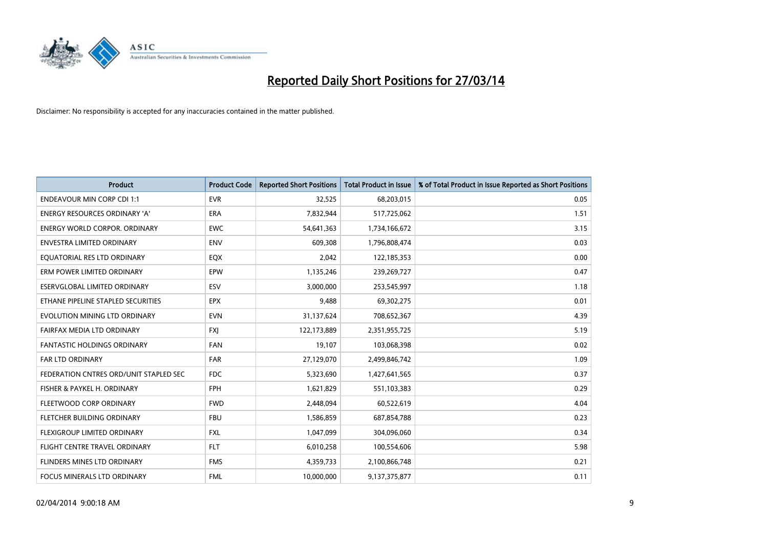# Reported Daily Short Positions for 27/03/14

Disclaimer: No responsibility is accepted for any inaccuracies contained in the matter published.

| Product | Product Code | Reported Short Positions | Total Product in Issue | % of Total Product in Issue Reported as Short Positions |
|---|---|---|---|---|
| ENDEAVOUR MIN CORP CDI 1:1 | EVR | 32,525 | 68,203,015 | 0.05 |
| ENERGY RESOURCES ORDINARY 'A' | ERA | 7,832,944 | 517,725,062 | 1.51 |
| ENERGY WORLD CORPOR. ORDINARY | EWC | 54,641,363 | 1,734,166,672 | 3.15 |
| ENVESTRA LIMITED ORDINARY | ENV | 609,308 | 1,796,808,474 | 0.03 |
| EQUATORIAL RES LTD ORDINARY | EQX | 2,042 | 122,185,353 | 0.00 |
| ERM POWER LIMITED ORDINARY | EPW | 1,135,246 | 239,269,727 | 0.47 |
| ESERVGLOBAL LIMITED ORDINARY | ESV | 3,000,000 | 253,545,997 | 1.18 |
| ETHANE PIPELINE STAPLED SECURITIES | EPX | 9,488 | 69,302,275 | 0.01 |
| EVOLUTION MINING LTD ORDINARY | EVN | 31,137,624 | 708,652,367 | 4.39 |
| FAIRFAX MEDIA LTD ORDINARY | FXJ | 122,173,889 | 2,351,955,725 | 5.19 |
| FANTASTIC HOLDINGS ORDINARY | FAN | 19,107 | 103,068,398 | 0.02 |
| FAR LTD ORDINARY | FAR | 27,129,070 | 2,499,846,742 | 1.09 |
| FEDERATION CNTRES ORD/UNIT STAPLED SEC | FDC | 5,323,690 | 1,427,641,565 | 0.37 |
| FISHER & PAYKEL H. ORDINARY | FPH | 1,621,829 | 551,103,383 | 0.29 |
| FLEETWOOD CORP ORDINARY | FWD | 2,448,094 | 60,522,619 | 4.04 |
| FLETCHER BUILDING ORDINARY | FBU | 1,586,859 | 687,854,788 | 0.23 |
| FLEXIGROUP LIMITED ORDINARY | FXL | 1,047,099 | 304,096,060 | 0.34 |
| FLIGHT CENTRE TRAVEL ORDINARY | FLT | 6,010,258 | 100,554,606 | 5.98 |
| FLINDERS MINES LTD ORDINARY | FMS | 4,359,733 | 2,100,866,748 | 0.21 |
| FOCUS MINERALS LTD ORDINARY | FML | 10,000,000 | 9,137,375,877 | 0.11 |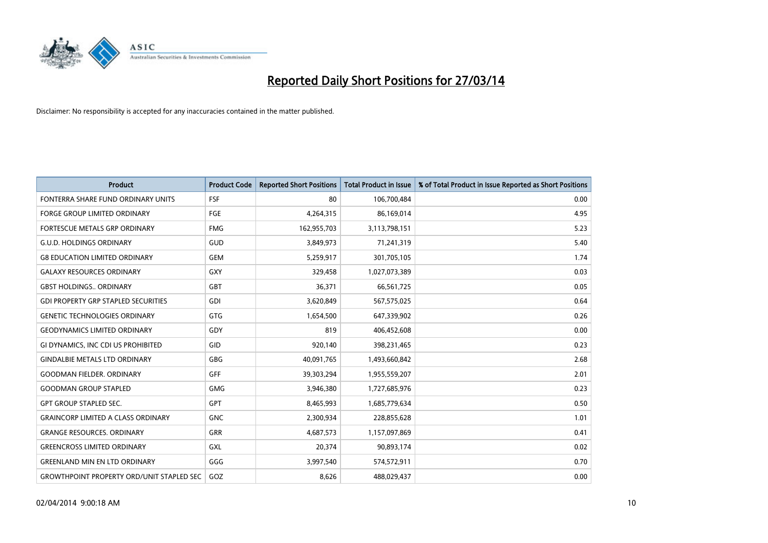# Reported Daily Short Positions for 27/03/14

Disclaimer: No responsibility is accepted for any inaccuracies contained in the matter published.

| Product | Product Code | Reported Short Positions | Total Product in Issue | % of Total Product in Issue Reported as Short Positions |
| --- | --- | --- | --- | --- |
| FONTERRA SHARE FUND ORDINARY UNITS | FSF | 80 | 106,700,484 | 0.00 |
| FORGE GROUP LIMITED ORDINARY | FGE | 4,264,315 | 86,169,014 | 4.95 |
| FORTESCUE METALS GRP ORDINARY | FMG | 162,955,703 | 3,113,798,151 | 5.23 |
| G.U.D. HOLDINGS ORDINARY | GUD | 3,849,973 | 71,241,319 | 5.40 |
| G8 EDUCATION LIMITED ORDINARY | GEM | 5,259,917 | 301,705,105 | 1.74 |
| GALAXY RESOURCES ORDINARY | GXY | 329,458 | 1,027,073,389 | 0.03 |
| GBST HOLDINGS.. ORDINARY | GBT | 36,371 | 66,561,725 | 0.05 |
| GDI PROPERTY GRP STAPLED SECURITIES | GDI | 3,620,849 | 567,575,025 | 0.64 |
| GENETIC TECHNOLOGIES ORDINARY | GTG | 1,654,500 | 647,339,902 | 0.26 |
| GEODYNAMICS LIMITED ORDINARY | GDY | 819 | 406,452,608 | 0.00 |
| GI DYNAMICS, INC CDI US PROHIBITED | GID | 920,140 | 398,231,465 | 0.23 |
| GINDALBIE METALS LTD ORDINARY | GBG | 40,091,765 | 1,493,660,842 | 2.68 |
| GOODMAN FIELDER. ORDINARY | GFF | 39,303,294 | 1,955,559,207 | 2.01 |
| GOODMAN GROUP STAPLED | GMG | 3,946,380 | 1,727,685,976 | 0.23 |
| GPT GROUP STAPLED SEC. | GPT | 8,465,993 | 1,685,779,634 | 0.50 |
| GRAINCORP LIMITED A CLASS ORDINARY | GNC | 2,300,934 | 228,855,628 | 1.01 |
| GRANGE RESOURCES. ORDINARY | GRR | 4,687,573 | 1,157,097,869 | 0.41 |
| GREENCROSS LIMITED ORDINARY | GXL | 20,374 | 90,893,174 | 0.02 |
| GREENLAND MIN EN LTD ORDINARY | GGG | 3,997,540 | 574,572,911 | 0.70 |
| GROWTHPOINT PROPERTY ORD/UNIT STAPLED SEC | GOZ | 8,626 | 488,029,437 | 0.00 |

02/04/2014 9:00:18 AM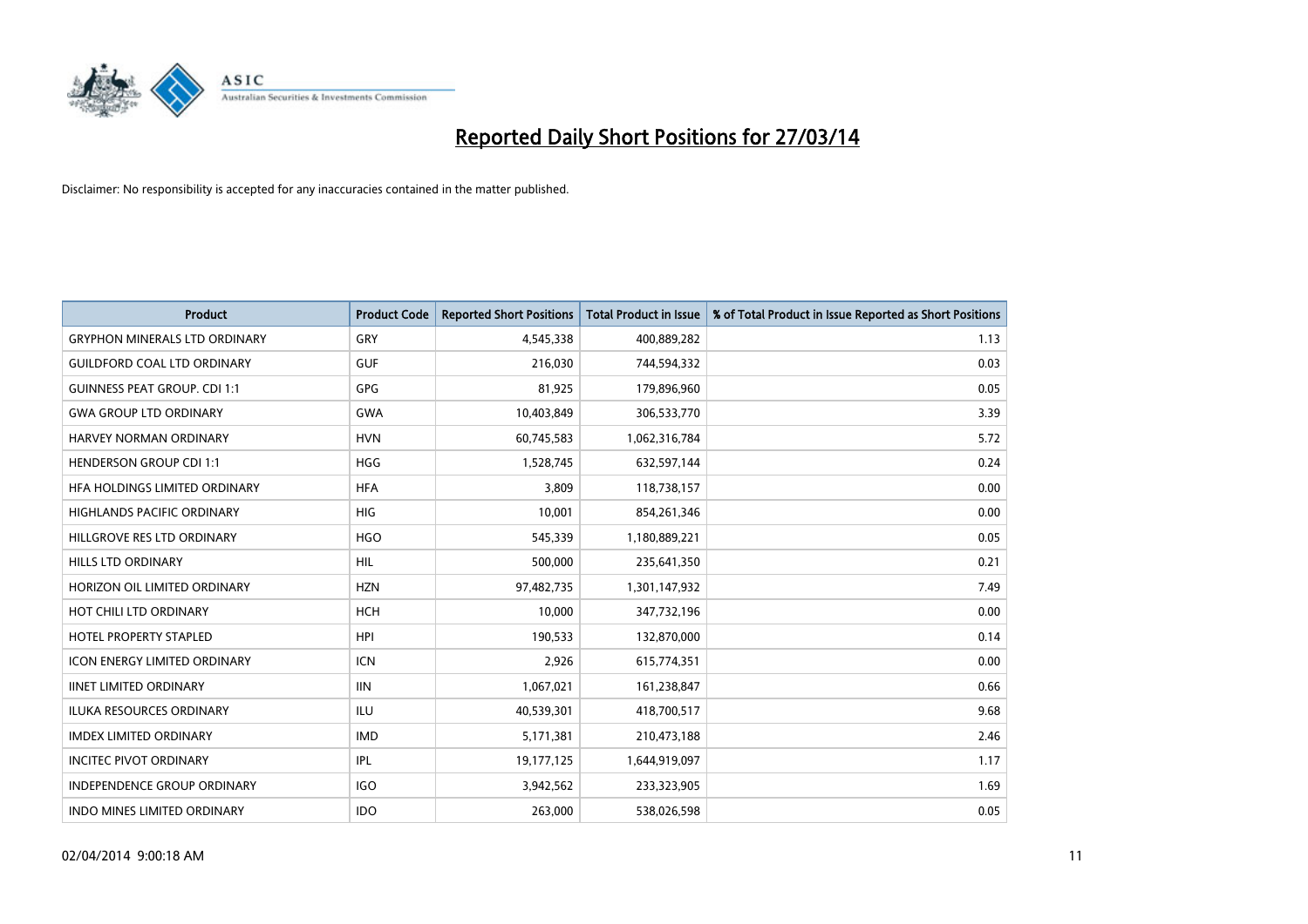# Reported Daily Short Positions for 27/03/14

Disclaimer: No responsibility is accepted for any inaccuracies contained in the matter published.

| Product | Product Code | Reported Short Positions | Total Product in Issue | % of Total Product in Issue Reported as Short Positions |
|---|---|---|---|---|
| GRYPHON MINERALS LTD ORDINARY | GRY | 4,545,338 | 400,889,282 | 1.13 |
| GUILDFORD COAL LTD ORDINARY | GUF | 216,030 | 744,594,332 | 0.03 |
| GUINNESS PEAT GROUP. CDI 1:1 | GPG | 81,925 | 179,896,960 | 0.05 |
| GWA GROUP LTD ORDINARY | GWA | 10,403,849 | 306,533,770 | 3.39 |
| HARVEY NORMAN ORDINARY | HVN | 60,745,583 | 1,062,316,784 | 5.72 |
| HENDERSON GROUP CDI 1:1 | HGG | 1,528,745 | 632,597,144 | 0.24 |
| HFA HOLDINGS LIMITED ORDINARY | HFA | 3,809 | 118,738,157 | 0.00 |
| HIGHLANDS PACIFIC ORDINARY | HIG | 10,001 | 854,261,346 | 0.00 |
| HILLGROVE RES LTD ORDINARY | HGO | 545,339 | 1,180,889,221 | 0.05 |
| HILLS LTD ORDINARY | HIL | 500,000 | 235,641,350 | 0.21 |
| HORIZON OIL LIMITED ORDINARY | HZN | 97,482,735 | 1,301,147,932 | 7.49 |
| HOT CHILI LTD ORDINARY | HCH | 10,000 | 347,732,196 | 0.00 |
| HOTEL PROPERTY STAPLED | HPI | 190,533 | 132,870,000 | 0.14 |
| ICON ENERGY LIMITED ORDINARY | ICN | 2,926 | 615,774,351 | 0.00 |
| IINET LIMITED ORDINARY | IIN | 1,067,021 | 161,238,847 | 0.66 |
| ILUKA RESOURCES ORDINARY | ILU | 40,539,301 | 418,700,517 | 9.68 |
| IMDEX LIMITED ORDINARY | IMD | 5,171,381 | 210,473,188 | 2.46 |
| INCITEC PIVOT ORDINARY | IPL | 19,177,125 | 1,644,919,097 | 1.17 |
| INDEPENDENCE GROUP ORDINARY | IGO | 3,942,562 | 233,323,905 | 1.69 |
| INDO MINES LIMITED ORDINARY | IDO | 263,000 | 538,026,598 | 0.05 |

02/04/2014 9:00:18 AM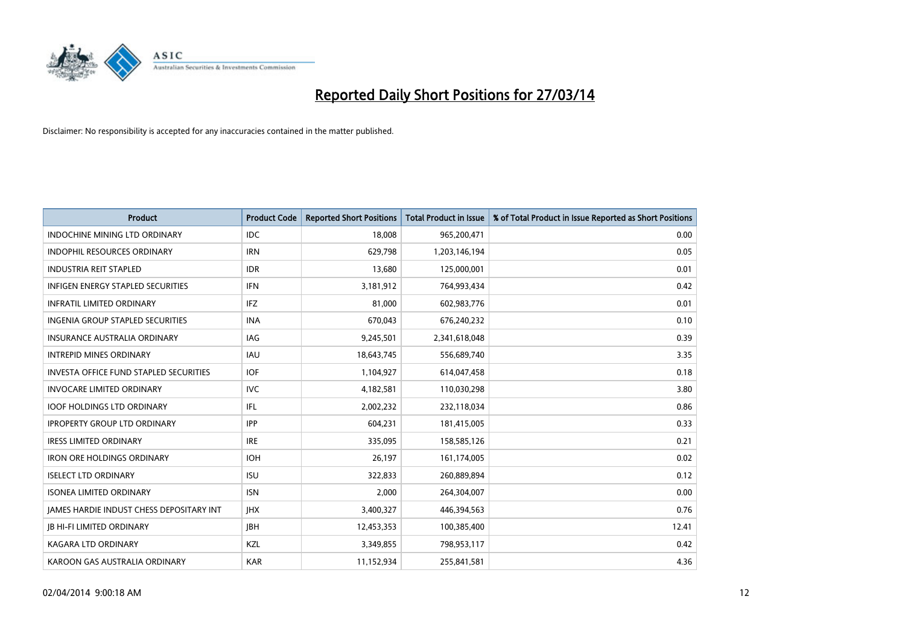# Reported Daily Short Positions for 27/03/14

Disclaimer: No responsibility is accepted for any inaccuracies contained in the matter published.

| Product | Product Code | Reported Short Positions | Total Product in Issue | % of Total Product in Issue Reported as Short Positions |
|---|---|---|---|---|
| INDOCHINE MINING LTD ORDINARY | IDC | 18,008 | 965,200,471 | 0.00 |
| INDOPHIL RESOURCES ORDINARY | IRN | 629,798 | 1,203,146,194 | 0.05 |
| INDUSTRIA REIT STAPLED | IDR | 13,680 | 125,000,001 | 0.01 |
| INFIGEN ENERGY STAPLED SECURITIES | IFN | 3,181,912 | 764,993,434 | 0.42 |
| INFRATIL LIMITED ORDINARY | IFZ | 81,000 | 602,983,776 | 0.01 |
| INGENIA GROUP STAPLED SECURITIES | INA | 670,043 | 676,240,232 | 0.10 |
| INSURANCE AUSTRALIA ORDINARY | IAG | 9,245,501 | 2,341,618,048 | 0.39 |
| INTREPID MINES ORDINARY | IAU | 18,643,745 | 556,689,740 | 3.35 |
| INVESTA OFFICE FUND STAPLED SECURITIES | IOF | 1,104,927 | 614,047,458 | 0.18 |
| INVOCARE LIMITED ORDINARY | IVC | 4,182,581 | 110,030,298 | 3.80 |
| IOOF HOLDINGS LTD ORDINARY | IFL | 2,002,232 | 232,118,034 | 0.86 |
| IPROPERTY GROUP LTD ORDINARY | IPP | 604,231 | 181,415,005 | 0.33 |
| IRESS LIMITED ORDINARY | IRE | 335,095 | 158,585,126 | 0.21 |
| IRON ORE HOLDINGS ORDINARY | IOH | 26,197 | 161,174,005 | 0.02 |
| ISELECT LTD ORDINARY | ISU | 322,833 | 260,889,894 | 0.12 |
| ISONEA LIMITED ORDINARY | ISN | 2,000 | 264,304,007 | 0.00 |
| JAMES HARDIE INDUST CHESS DEPOSITARY INT | JHX | 3,400,327 | 446,394,563 | 0.76 |
| JB HI-FI LIMITED ORDINARY | JBH | 12,453,353 | 100,385,400 | 12.41 |
| KAGARA LTD ORDINARY | KZL | 3,349,855 | 798,953,117 | 0.42 |
| KAROON GAS AUSTRALIA ORDINARY | KAR | 11,152,934 | 255,841,581 | 4.36 |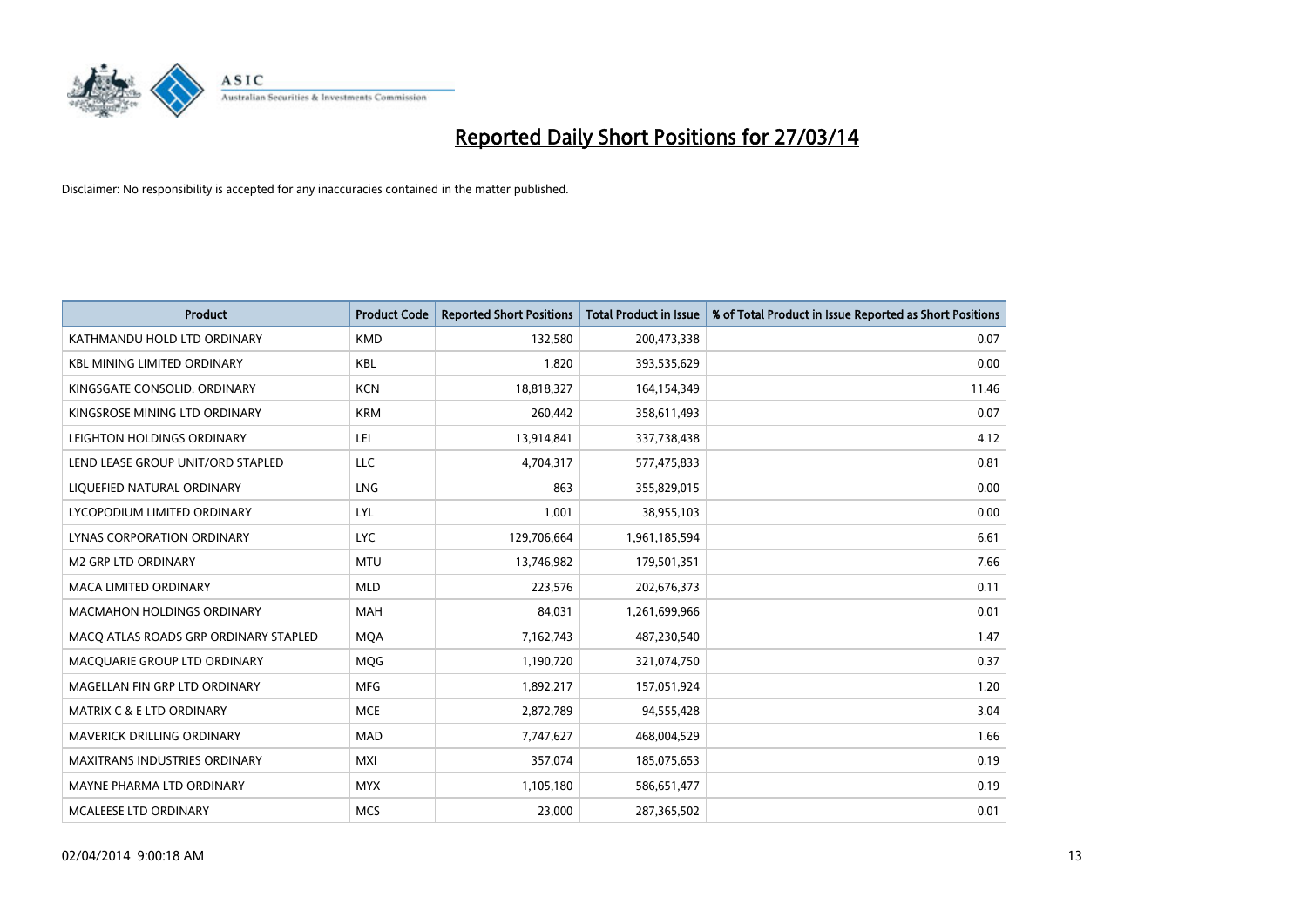# Reported Daily Short Positions for 27/03/14

Disclaimer: No responsibility is accepted for any inaccuracies contained in the matter published.

| Product | Product Code | Reported Short Positions | Total Product in Issue | % of Total Product in Issue Reported as Short Positions |
|---|---|---|---|---|
| KATHMANDU HOLD LTD ORDINARY | KMD | 132,580 | 200,473,338 | 0.07 |
| KBL MINING LIMITED ORDINARY | KBL | 1,820 | 393,535,629 | 0.00 |
| KINGSGATE CONSOLID. ORDINARY | KCN | 18,818,327 | 164,154,349 | 11.46 |
| KINGSROSE MINING LTD ORDINARY | KRM | 260,442 | 358,611,493 | 0.07 |
| LEIGHTON HOLDINGS ORDINARY | LEI | 13,914,841 | 337,738,438 | 4.12 |
| LEND LEASE GROUP UNIT/ORD STAPLED | LLC | 4,704,317 | 577,475,833 | 0.81 |
| LIQUEFIED NATURAL ORDINARY | LNG | 863 | 355,829,015 | 0.00 |
| LYCOPODIUM LIMITED ORDINARY | LYL | 1,001 | 38,955,103 | 0.00 |
| LYNAS CORPORATION ORDINARY | LYC | 129,706,664 | 1,961,185,594 | 6.61 |
| M2 GRP LTD ORDINARY | MTU | 13,746,982 | 179,501,351 | 7.66 |
| MACA LIMITED ORDINARY | MLD | 223,576 | 202,676,373 | 0.11 |
| MACMAHON HOLDINGS ORDINARY | MAH | 84,031 | 1,261,699,966 | 0.01 |
| MACQ ATLAS ROADS GRP ORDINARY STAPLED | MQA | 7,162,743 | 487,230,540 | 1.47 |
| MACQUARIE GROUP LTD ORDINARY | MQG | 1,190,720 | 321,074,750 | 0.37 |
| MAGELLAN FIN GRP LTD ORDINARY | MFG | 1,892,217 | 157,051,924 | 1.20 |
| MATRIX C & E LTD ORDINARY | MCE | 2,872,789 | 94,555,428 | 3.04 |
| MAVERICK DRILLING ORDINARY | MAD | 7,747,627 | 468,004,529 | 1.66 |
| MAXITRANS INDUSTRIES ORDINARY | MXI | 357,074 | 185,075,653 | 0.19 |
| MAYNE PHARMA LTD ORDINARY | MYX | 1,105,180 | 586,651,477 | 0.19 |
| MCALEESE LTD ORDINARY | MCS | 23,000 | 287,365,502 | 0.01 |

02/04/2014 9:00:18 AM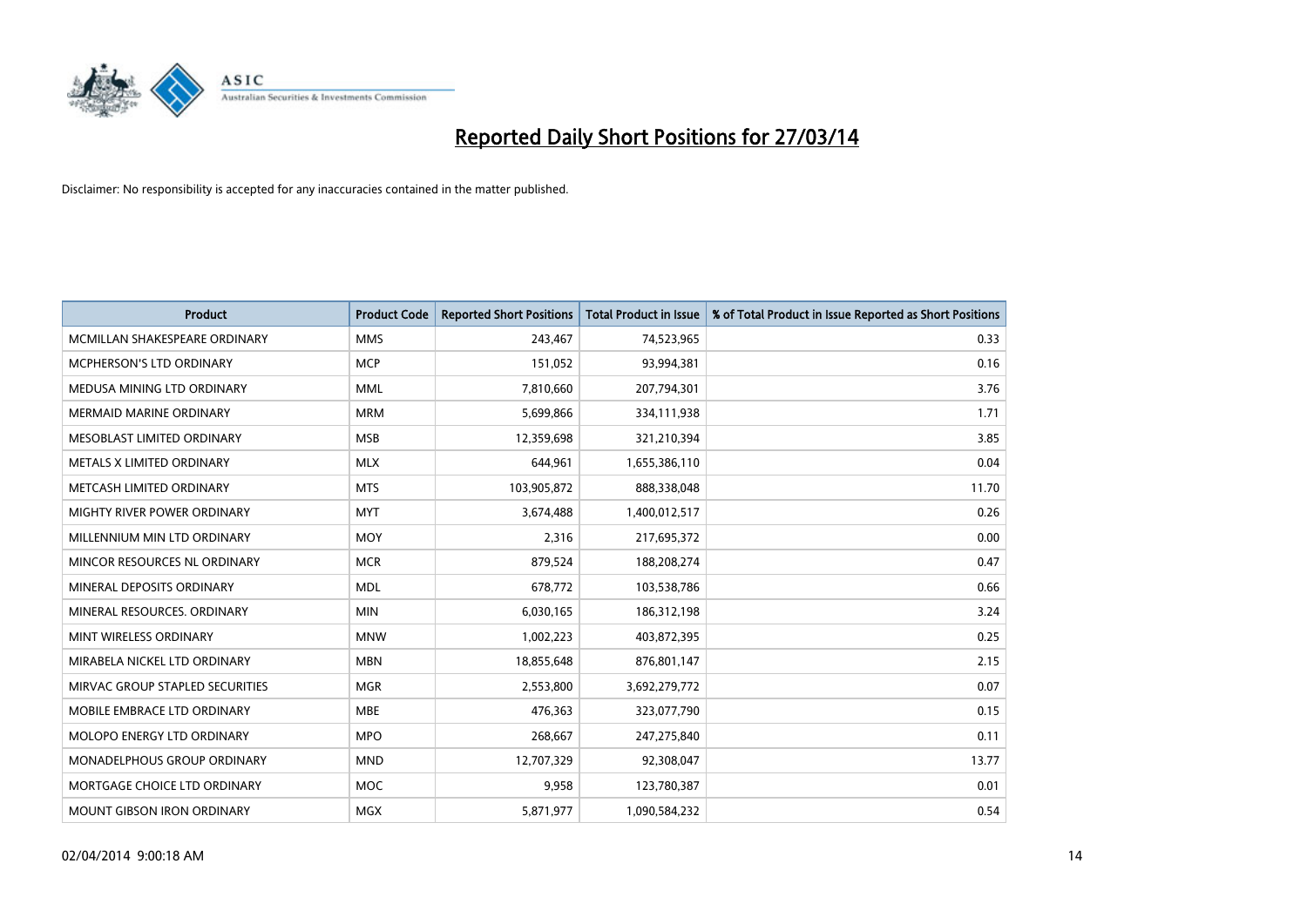# Reported Daily Short Positions for 27/03/14

Disclaimer: No responsibility is accepted for any inaccuracies contained in the matter published.

| Product | Product Code | Reported Short Positions | Total Product in Issue | % of Total Product in Issue Reported as Short Positions |
|---|---|---|---|---|
| MCMILLAN SHAKESPEARE ORDINARY | MMS | 243,467 | 74,523,965 | 0.33 |
| MCPHERSON'S LTD ORDINARY | MCP | 151,052 | 93,994,381 | 0.16 |
| MEDUSA MINING LTD ORDINARY | MML | 7,810,660 | 207,794,301 | 3.76 |
| MERMAID MARINE ORDINARY | MRM | 5,699,866 | 334,111,938 | 1.71 |
| MESOBLAST LIMITED ORDINARY | MSB | 12,359,698 | 321,210,394 | 3.85 |
| METALS X LIMITED ORDINARY | MLX | 644,961 | 1,655,386,110 | 0.04 |
| METCASH LIMITED ORDINARY | MTS | 103,905,872 | 888,338,048 | 11.70 |
| MIGHTY RIVER POWER ORDINARY | MYT | 3,674,488 | 1,400,012,517 | 0.26 |
| MILLENNIUM MIN LTD ORDINARY | MOY | 2,316 | 217,695,372 | 0.00 |
| MINCOR RESOURCES NL ORDINARY | MCR | 879,524 | 188,208,274 | 0.47 |
| MINERAL DEPOSITS ORDINARY | MDL | 678,772 | 103,538,786 | 0.66 |
| MINERAL RESOURCES. ORDINARY | MIN | 6,030,165 | 186,312,198 | 3.24 |
| MINT WIRELESS ORDINARY | MNW | 1,002,223 | 403,872,395 | 0.25 |
| MIRABELA NICKEL LTD ORDINARY | MBN | 18,855,648 | 876,801,147 | 2.15 |
| MIRVAC GROUP STAPLED SECURITIES | MGR | 2,553,800 | 3,692,279,772 | 0.07 |
| MOBILE EMBRACE LTD ORDINARY | MBE | 476,363 | 323,077,790 | 0.15 |
| MOLOPO ENERGY LTD ORDINARY | MPO | 268,667 | 247,275,840 | 0.11 |
| MONADELPHOUS GROUP ORDINARY | MND | 12,707,329 | 92,308,047 | 13.77 |
| MORTGAGE CHOICE LTD ORDINARY | MOC | 9,958 | 123,780,387 | 0.01 |
| MOUNT GIBSON IRON ORDINARY | MGX | 5,871,977 | 1,090,584,232 | 0.54 |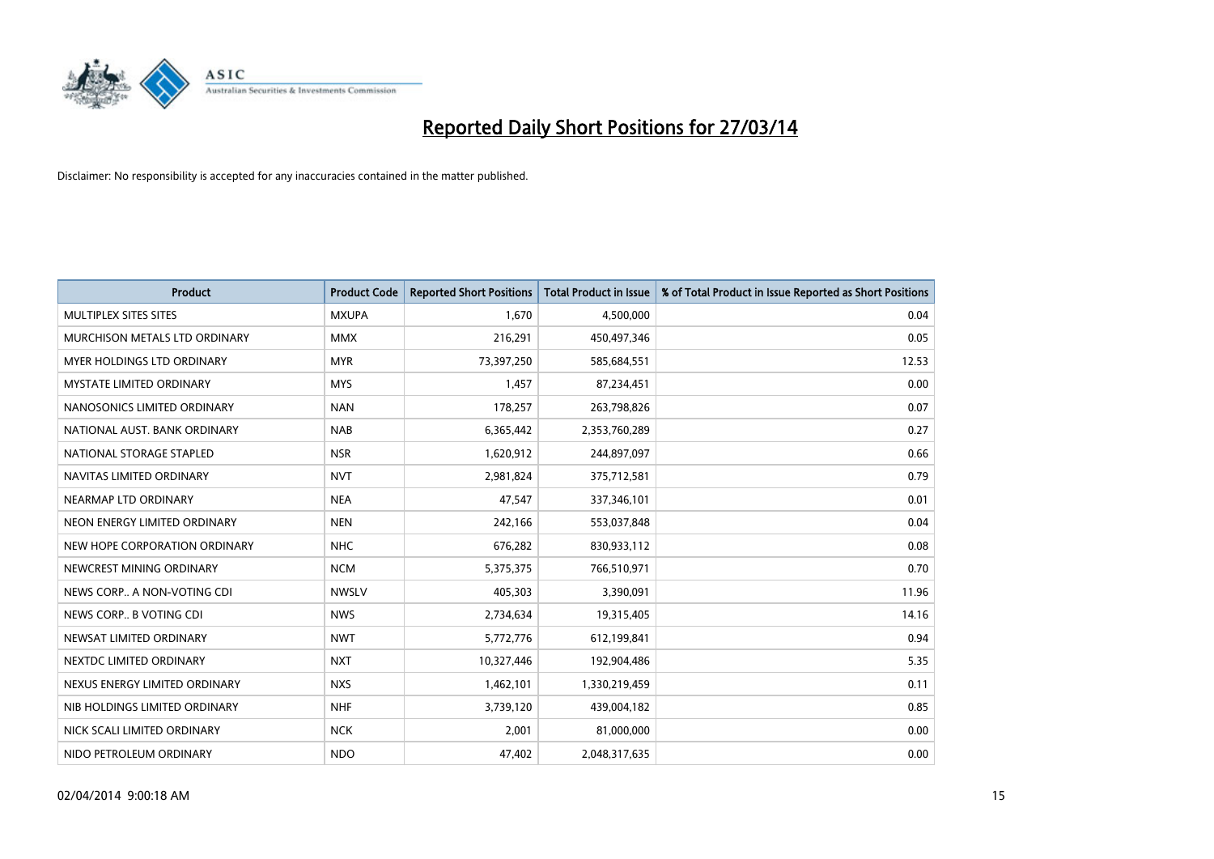# Reported Daily Short Positions for 27/03/14

Disclaimer: No responsibility is accepted for any inaccuracies contained in the matter published.

| Product | Product Code | Reported Short Positions | Total Product in Issue | % of Total Product in Issue Reported as Short Positions |
|---|---|---|---|---|
| MULTIPLEX SITES SITES | MXUPA | 1,670 | 4,500,000 | 0.04 |
| MURCHISON METALS LTD ORDINARY | MMX | 216,291 | 450,497,346 | 0.05 |
| MYER HOLDINGS LTD ORDINARY | MYR | 73,397,250 | 585,684,551 | 12.53 |
| MYSTATE LIMITED ORDINARY | MYS | 1,457 | 87,234,451 | 0.00 |
| NANOSONICS LIMITED ORDINARY | NAN | 178,257 | 263,798,826 | 0.07 |
| NATIONAL AUST. BANK ORDINARY | NAB | 6,365,442 | 2,353,760,289 | 0.27 |
| NATIONAL STORAGE STAPLED | NSR | 1,620,912 | 244,897,097 | 0.66 |
| NAVITAS LIMITED ORDINARY | NVT | 2,981,824 | 375,712,581 | 0.79 |
| NEARMAP LTD ORDINARY | NEA | 47,547 | 337,346,101 | 0.01 |
| NEON ENERGY LIMITED ORDINARY | NEN | 242,166 | 553,037,848 | 0.04 |
| NEW HOPE CORPORATION ORDINARY | NHC | 676,282 | 830,933,112 | 0.08 |
| NEWCREST MINING ORDINARY | NCM | 5,375,375 | 766,510,971 | 0.70 |
| NEWS CORP.. A NON-VOTING CDI | NWSLV | 405,303 | 3,390,091 | 11.96 |
| NEWS CORP.. B VOTING CDI | NWS | 2,734,634 | 19,315,405 | 14.16 |
| NEWSAT LIMITED ORDINARY | NWT | 5,772,776 | 612,199,841 | 0.94 |
| NEXTDC LIMITED ORDINARY | NXT | 10,327,446 | 192,904,486 | 5.35 |
| NEXUS ENERGY LIMITED ORDINARY | NXS | 1,462,101 | 1,330,219,459 | 0.11 |
| NIB HOLDINGS LIMITED ORDINARY | NHF | 3,739,120 | 439,004,182 | 0.85 |
| NICK SCALI LIMITED ORDINARY | NCK | 2,001 | 81,000,000 | 0.00 |
| NIDO PETROLEUM ORDINARY | NDO | 47,402 | 2,048,317,635 | 0.00 |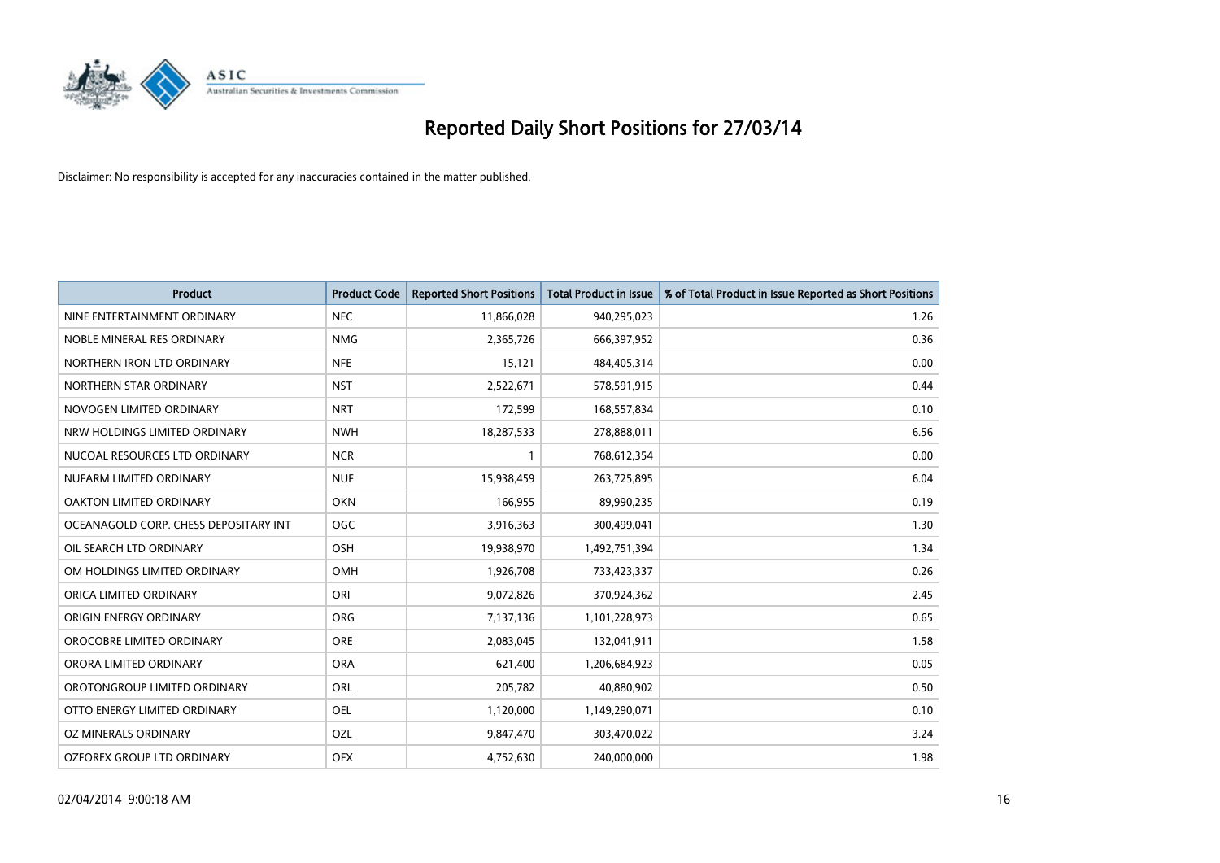# Reported Daily Short Positions for 27/03/14

Disclaimer: No responsibility is accepted for any inaccuracies contained in the matter published.

| Product | Product Code | Reported Short Positions | Total Product in Issue | % of Total Product in Issue Reported as Short Positions |
|---|---|---|---|---|
| NINE ENTERTAINMENT ORDINARY | NEC | 11,866,028 | 940,295,023 | 1.26 |
| NOBLE MINERAL RES ORDINARY | NMG | 2,365,726 | 666,397,952 | 0.36 |
| NORTHERN IRON LTD ORDINARY | NFE | 15,121 | 484,405,314 | 0.00 |
| NORTHERN STAR ORDINARY | NST | 2,522,671 | 578,591,915 | 0.44 |
| NOVOGEN LIMITED ORDINARY | NRT | 172,599 | 168,557,834 | 0.10 |
| NRW HOLDINGS LIMITED ORDINARY | NWH | 18,287,533 | 278,888,011 | 6.56 |
| NUCOAL RESOURCES LTD ORDINARY | NCR | 1 | 768,612,354 | 0.00 |
| NUFARM LIMITED ORDINARY | NUF | 15,938,459 | 263,725,895 | 6.04 |
| OAKTON LIMITED ORDINARY | OKN | 166,955 | 89,990,235 | 0.19 |
| OCEANAGOLD CORP. CHESS DEPOSITARY INT | OGC | 3,916,363 | 300,499,041 | 1.30 |
| OIL SEARCH LTD ORDINARY | OSH | 19,938,970 | 1,492,751,394 | 1.34 |
| OM HOLDINGS LIMITED ORDINARY | OMH | 1,926,708 | 733,423,337 | 0.26 |
| ORICA LIMITED ORDINARY | ORI | 9,072,826 | 370,924,362 | 2.45 |
| ORIGIN ENERGY ORDINARY | ORG | 7,137,136 | 1,101,228,973 | 0.65 |
| OROCOBRE LIMITED ORDINARY | ORE | 2,083,045 | 132,041,911 | 1.58 |
| ORORA LIMITED ORDINARY | ORA | 621,400 | 1,206,684,923 | 0.05 |
| OROTONGROUP LIMITED ORDINARY | ORL | 205,782 | 40,880,902 | 0.50 |
| OTTO ENERGY LIMITED ORDINARY | OEL | 1,120,000 | 1,149,290,071 | 0.10 |
| OZ MINERALS ORDINARY | OZL | 9,847,470 | 303,470,022 | 3.24 |
| OZFOREX GROUP LTD ORDINARY | OFX | 4,752,630 | 240,000,000 | 1.98 |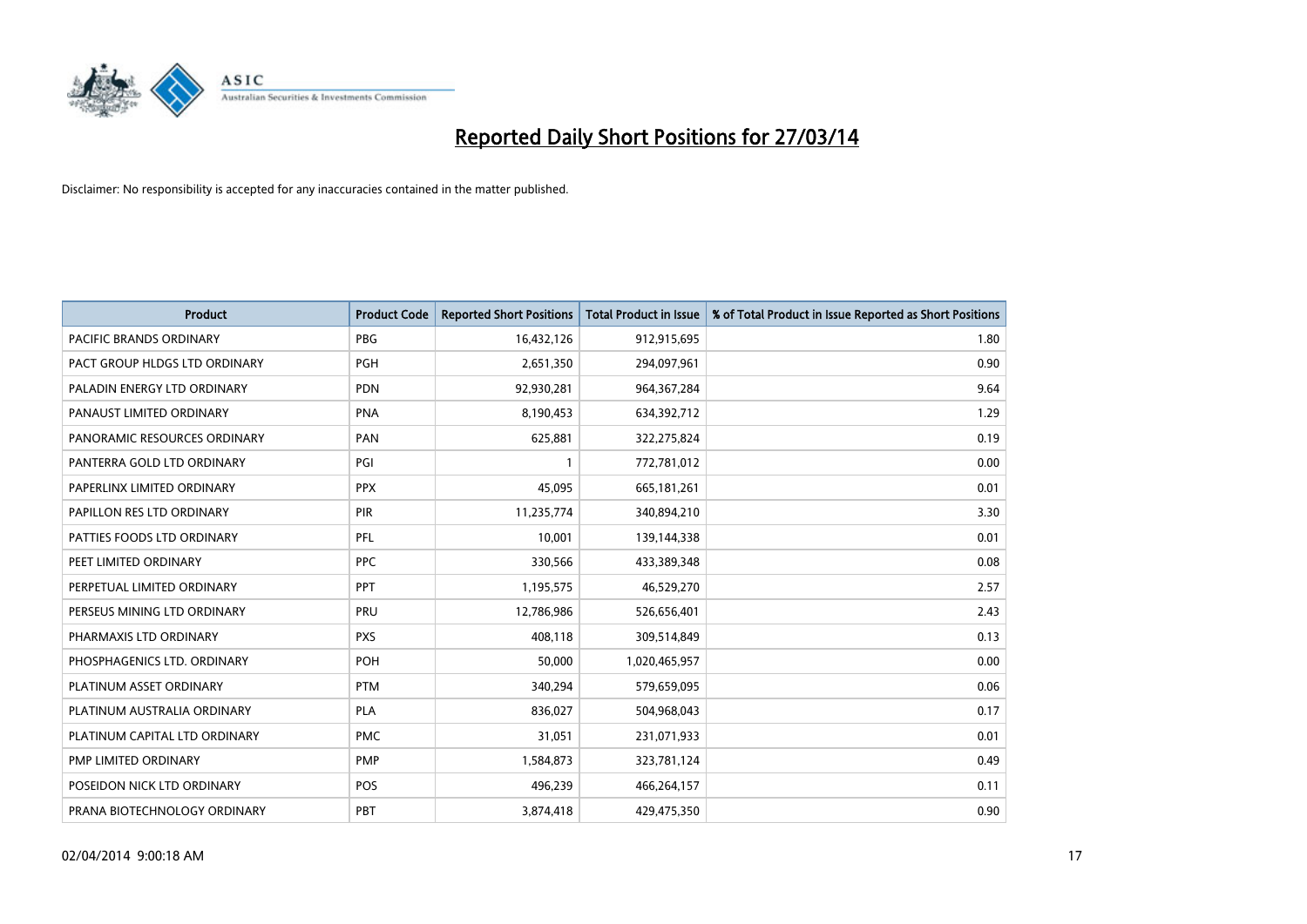# Reported Daily Short Positions for 27/03/14

Disclaimer: No responsibility is accepted for any inaccuracies contained in the matter published.

| Product | Product Code | Reported Short Positions | Total Product in Issue | % of Total Product in Issue Reported as Short Positions |
|---|---|---|---|---|
| PACIFIC BRANDS ORDINARY | PBG | 16,432,126 | 912,915,695 | 1.80 |
| PACT GROUP HLDGS LTD ORDINARY | PGH | 2,651,350 | 294,097,961 | 0.90 |
| PALADIN ENERGY LTD ORDINARY | PDN | 92,930,281 | 964,367,284 | 9.64 |
| PANAUST LIMITED ORDINARY | PNA | 8,190,453 | 634,392,712 | 1.29 |
| PANORAMIC RESOURCES ORDINARY | PAN | 625,881 | 322,275,824 | 0.19 |
| PANTERRA GOLD LTD ORDINARY | PGI | 1 | 772,781,012 | 0.00 |
| PAPERLINX LIMITED ORDINARY | PPX | 45,095 | 665,181,261 | 0.01 |
| PAPILLON RES LTD ORDINARY | PIR | 11,235,774 | 340,894,210 | 3.30 |
| PATTIES FOODS LTD ORDINARY | PFL | 10,001 | 139,144,338 | 0.01 |
| PEET LIMITED ORDINARY | PPC | 330,566 | 433,389,348 | 0.08 |
| PERPETUAL LIMITED ORDINARY | PPT | 1,195,575 | 46,529,270 | 2.57 |
| PERSEUS MINING LTD ORDINARY | PRU | 12,786,986 | 526,656,401 | 2.43 |
| PHARMAXIS LTD ORDINARY | PXS | 408,118 | 309,514,849 | 0.13 |
| PHOSPHAGENICS LTD. ORDINARY | POH | 50,000 | 1,020,465,957 | 0.00 |
| PLATINUM ASSET ORDINARY | PTM | 340,294 | 579,659,095 | 0.06 |
| PLATINUM AUSTRALIA ORDINARY | PLA | 836,027 | 504,968,043 | 0.17 |
| PLATINUM CAPITAL LTD ORDINARY | PMC | 31,051 | 231,071,933 | 0.01 |
| PMP LIMITED ORDINARY | PMP | 1,584,873 | 323,781,124 | 0.49 |
| POSEIDON NICK LTD ORDINARY | POS | 496,239 | 466,264,157 | 0.11 |
| PRANA BIOTECHNOLOGY ORDINARY | PBT | 3,874,418 | 429,475,350 | 0.90 |

02/04/2014 9:00:18 AM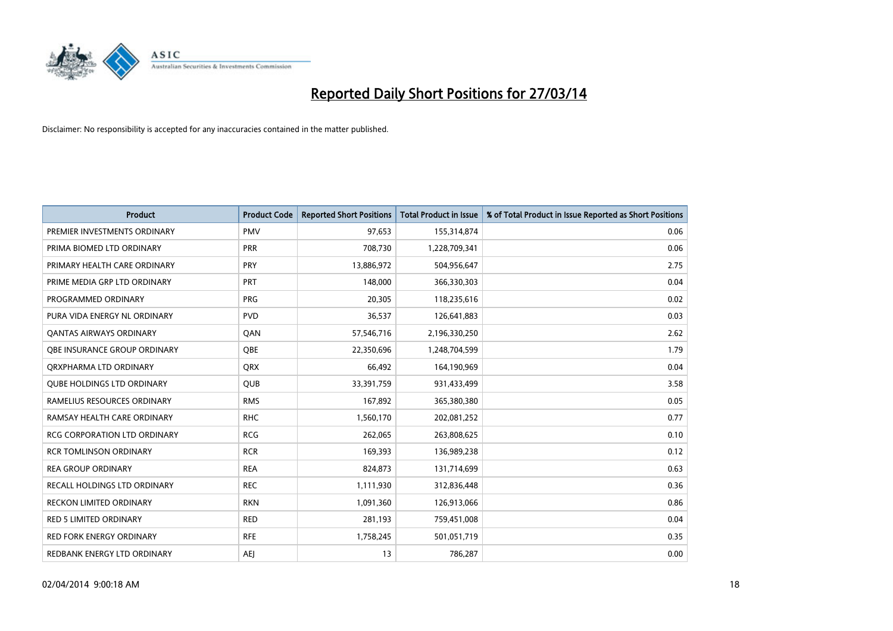# Reported Daily Short Positions for 27/03/14

Disclaimer: No responsibility is accepted for any inaccuracies contained in the matter published.

| Product | Product Code | Reported Short Positions | Total Product in Issue | % of Total Product in Issue Reported as Short Positions |
| --- | --- | --- | --- | --- |
| PREMIER INVESTMENTS ORDINARY | PMV | 97,653 | 155,314,874 | 0.06 |
| PRIMA BIOMED LTD ORDINARY | PRR | 708,730 | 1,228,709,341 | 0.06 |
| PRIMARY HEALTH CARE ORDINARY | PRY | 13,886,972 | 504,956,647 | 2.75 |
| PRIME MEDIA GRP LTD ORDINARY | PRT | 148,000 | 366,330,303 | 0.04 |
| PROGRAMMED ORDINARY | PRG | 20,305 | 118,235,616 | 0.02 |
| PURA VIDA ENERGY NL ORDINARY | PVD | 36,537 | 126,641,883 | 0.03 |
| QANTAS AIRWAYS ORDINARY | QAN | 57,546,716 | 2,196,330,250 | 2.62 |
| QBE INSURANCE GROUP ORDINARY | QBE | 22,350,696 | 1,248,704,599 | 1.79 |
| QRXPHARMA LTD ORDINARY | QRX | 66,492 | 164,190,969 | 0.04 |
| QUBE HOLDINGS LTD ORDINARY | QUB | 33,391,759 | 931,433,499 | 3.58 |
| RAMELIUS RESOURCES ORDINARY | RMS | 167,892 | 365,380,380 | 0.05 |
| RAMSAY HEALTH CARE ORDINARY | RHC | 1,560,170 | 202,081,252 | 0.77 |
| RCG CORPORATION LTD ORDINARY | RCG | 262,065 | 263,808,625 | 0.10 |
| RCR TOMLINSON ORDINARY | RCR | 169,393 | 136,989,238 | 0.12 |
| REA GROUP ORDINARY | REA | 824,873 | 131,714,699 | 0.63 |
| RECALL HOLDINGS LTD ORDINARY | REC | 1,111,930 | 312,836,448 | 0.36 |
| RECKON LIMITED ORDINARY | RKN | 1,091,360 | 126,913,066 | 0.86 |
| RED 5 LIMITED ORDINARY | RED | 281,193 | 759,451,008 | 0.04 |
| RED FORK ENERGY ORDINARY | RFE | 1,758,245 | 501,051,719 | 0.35 |
| REDBANK ENERGY LTD ORDINARY | AEJ | 13 | 786,287 | 0.00 |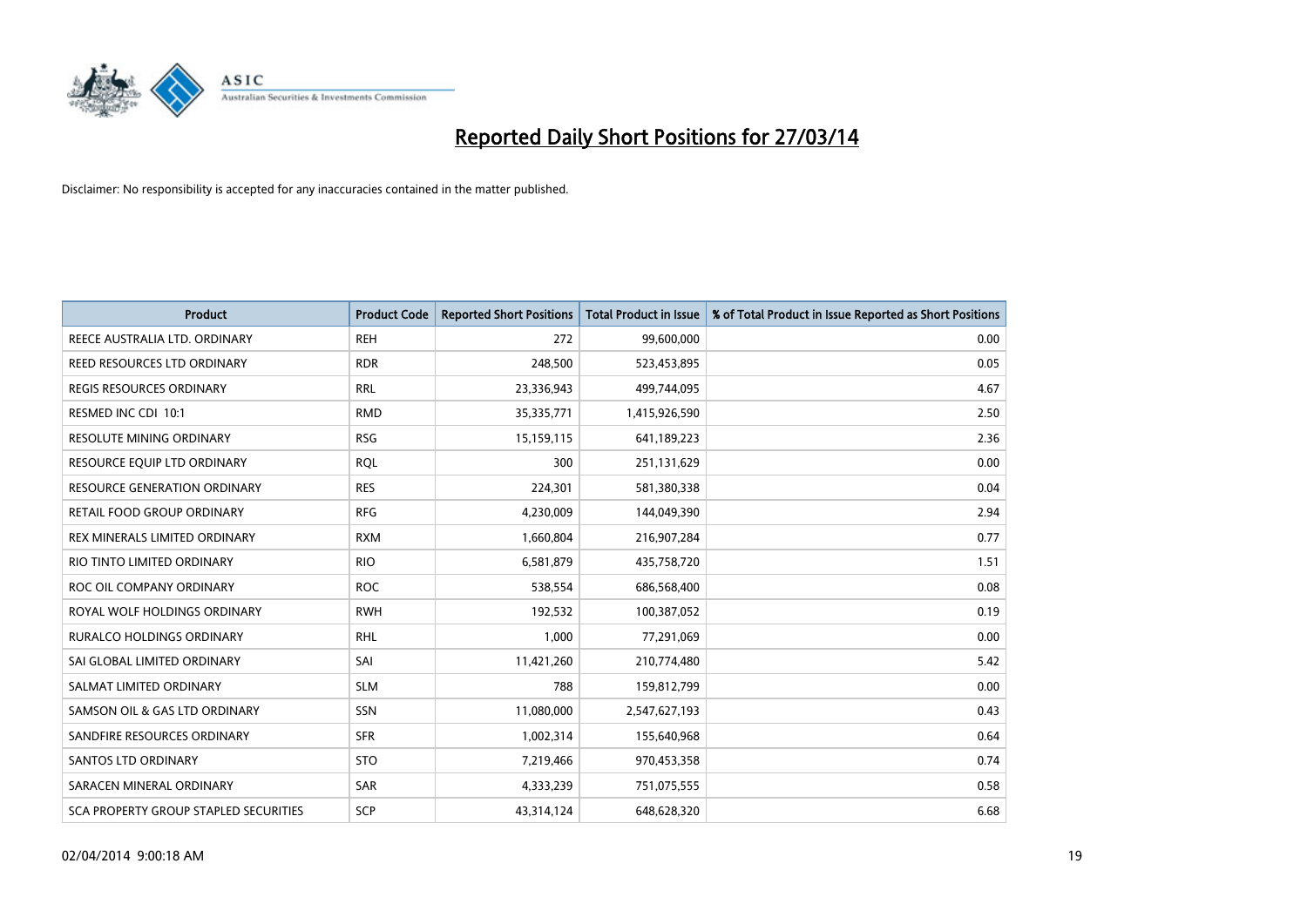# Reported Daily Short Positions for 27/03/14

Disclaimer: No responsibility is accepted for any inaccuracies contained in the matter published.

| Product | Product Code | Reported Short Positions | Total Product in Issue | % of Total Product in Issue Reported as Short Positions |
|---|---|---|---|---|
| REECE AUSTRALIA LTD. ORDINARY | REH | 272 | 99,600,000 | 0.00 |
| REED RESOURCES LTD ORDINARY | RDR | 248,500 | 523,453,895 | 0.05 |
| REGIS RESOURCES ORDINARY | RRL | 23,336,943 | 499,744,095 | 4.67 |
| RESMED INC CDI 10:1 | RMD | 35,335,771 | 1,415,926,590 | 2.50 |
| RESOLUTE MINING ORDINARY | RSG | 15,159,115 | 641,189,223 | 2.36 |
| RESOURCE EQUIP LTD ORDINARY | RQL | 300 | 251,131,629 | 0.00 |
| RESOURCE GENERATION ORDINARY | RES | 224,301 | 581,380,338 | 0.04 |
| RETAIL FOOD GROUP ORDINARY | RFG | 4,230,009 | 144,049,390 | 2.94 |
| REX MINERALS LIMITED ORDINARY | RXM | 1,660,804 | 216,907,284 | 0.77 |
| RIO TINTO LIMITED ORDINARY | RIO | 6,581,879 | 435,758,720 | 1.51 |
| ROC OIL COMPANY ORDINARY | ROC | 538,554 | 686,568,400 | 0.08 |
| ROYAL WOLF HOLDINGS ORDINARY | RWH | 192,532 | 100,387,052 | 0.19 |
| RURALCO HOLDINGS ORDINARY | RHL | 1,000 | 77,291,069 | 0.00 |
| SAI GLOBAL LIMITED ORDINARY | SAI | 11,421,260 | 210,774,480 | 5.42 |
| SALMAT LIMITED ORDINARY | SLM | 788 | 159,812,799 | 0.00 |
| SAMSON OIL & GAS LTD ORDINARY | SSN | 11,080,000 | 2,547,627,193 | 0.43 |
| SANDFIRE RESOURCES ORDINARY | SFR | 1,002,314 | 155,640,968 | 0.64 |
| SANTOS LTD ORDINARY | STO | 7,219,466 | 970,453,358 | 0.74 |
| SARACEN MINERAL ORDINARY | SAR | 4,333,239 | 751,075,555 | 0.58 |
| SCA PROPERTY GROUP STAPLED SECURITIES | SCP | 43,314,124 | 648,628,320 | 6.68 |

02/04/2014 9:00:18 AM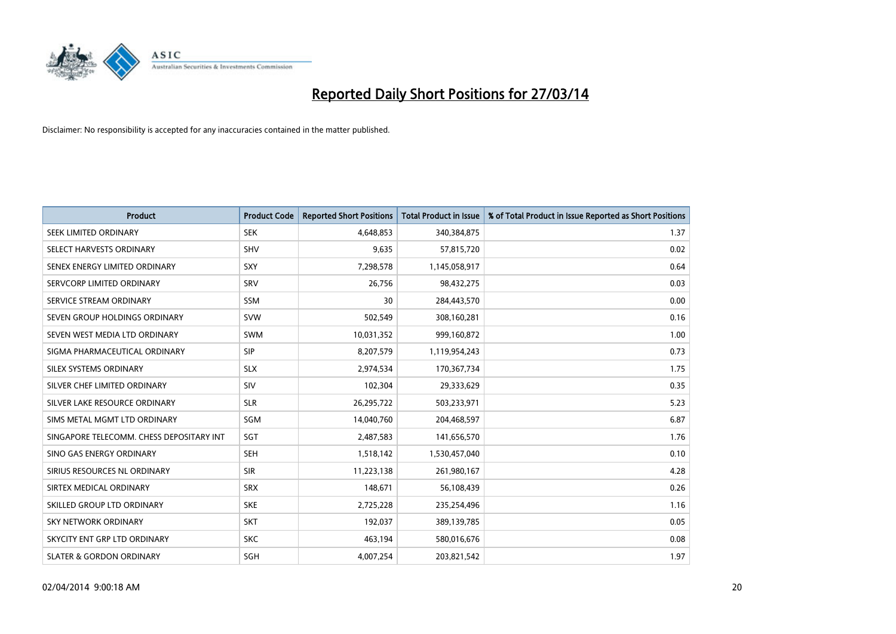# Reported Daily Short Positions for 27/03/14

Disclaimer: No responsibility is accepted for any inaccuracies contained in the matter published.

| Product | Product Code | Reported Short Positions | Total Product in Issue | % of Total Product in Issue Reported as Short Positions |
|---|---|---|---|---|
| SEEK LIMITED ORDINARY | SEK | 4,648,853 | 340,384,875 | 1.37 |
| SELECT HARVESTS ORDINARY | SHV | 9,635 | 57,815,720 | 0.02 |
| SENEX ENERGY LIMITED ORDINARY | SXY | 7,298,578 | 1,145,058,917 | 0.64 |
| SERVCORP LIMITED ORDINARY | SRV | 26,756 | 98,432,275 | 0.03 |
| SERVICE STREAM ORDINARY | SSM | 30 | 284,443,570 | 0.00 |
| SEVEN GROUP HOLDINGS ORDINARY | SVW | 502,549 | 308,160,281 | 0.16 |
| SEVEN WEST MEDIA LTD ORDINARY | SWM | 10,031,352 | 999,160,872 | 1.00 |
| SIGMA PHARMACEUTICAL ORDINARY | SIP | 8,207,579 | 1,119,954,243 | 0.73 |
| SILEX SYSTEMS ORDINARY | SLX | 2,974,534 | 170,367,734 | 1.75 |
| SILVER CHEF LIMITED ORDINARY | SIV | 102,304 | 29,333,629 | 0.35 |
| SILVER LAKE RESOURCE ORDINARY | SLR | 26,295,722 | 503,233,971 | 5.23 |
| SIMS METAL MGMT LTD ORDINARY | SGM | 14,040,760 | 204,468,597 | 6.87 |
| SINGAPORE TELECOMM. CHESS DEPOSITARY INT | SGT | 2,487,583 | 141,656,570 | 1.76 |
| SINO GAS ENERGY ORDINARY | SEH | 1,518,142 | 1,530,457,040 | 0.10 |
| SIRIUS RESOURCES NL ORDINARY | SIR | 11,223,138 | 261,980,167 | 4.28 |
| SIRTEX MEDICAL ORDINARY | SRX | 148,671 | 56,108,439 | 0.26 |
| SKILLED GROUP LTD ORDINARY | SKE | 2,725,228 | 235,254,496 | 1.16 |
| SKY NETWORK ORDINARY | SKT | 192,037 | 389,139,785 | 0.05 |
| SKYCITY ENT GRP LTD ORDINARY | SKC | 463,194 | 580,016,676 | 0.08 |
| SLATER & GORDON ORDINARY | SGH | 4,007,254 | 203,821,542 | 1.97 |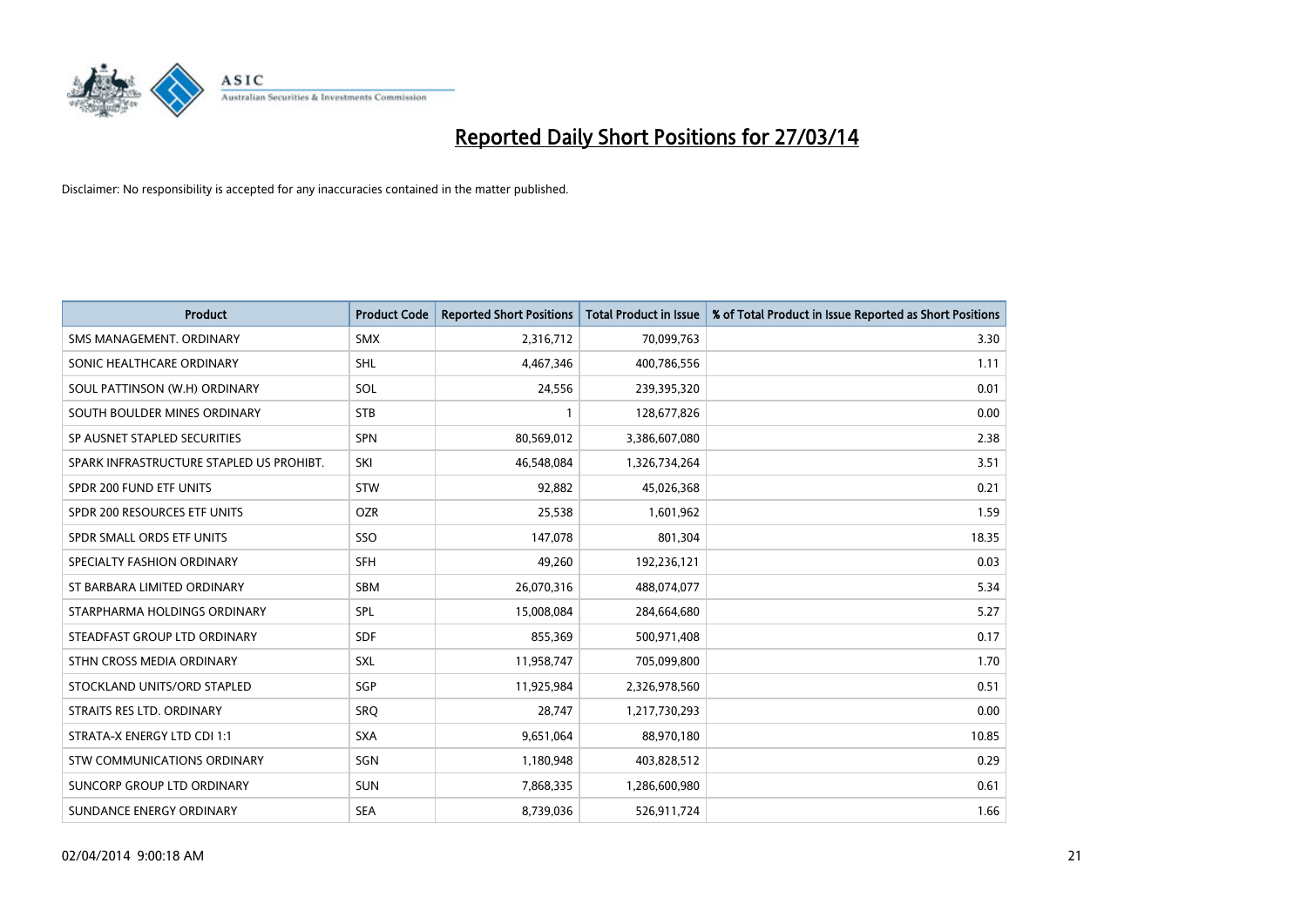# Reported Daily Short Positions for 27/03/14

Disclaimer: No responsibility is accepted for any inaccuracies contained in the matter published.

| Product | Product Code | Reported Short Positions | Total Product in Issue | % of Total Product in Issue Reported as Short Positions |
|---|---|---|---|---|
| SMS MANAGEMENT. ORDINARY | SMX | 2,316,712 | 70,099,763 | 3.30 |
| SONIC HEALTHCARE ORDINARY | SHL | 4,467,346 | 400,786,556 | 1.11 |
| SOUL PATTINSON (W.H) ORDINARY | SOL | 24,556 | 239,395,320 | 0.01 |
| SOUTH BOULDER MINES ORDINARY | STB | 1 | 128,677,826 | 0.00 |
| SP AUSNET STAPLED SECURITIES | SPN | 80,569,012 | 3,386,607,080 | 2.38 |
| SPARK INFRASTRUCTURE STAPLED US PROHIBT. | SKI | 46,548,084 | 1,326,734,264 | 3.51 |
| SPDR 200 FUND ETF UNITS | STW | 92,882 | 45,026,368 | 0.21 |
| SPDR 200 RESOURCES ETF UNITS | OZR | 25,538 | 1,601,962 | 1.59 |
| SPDR SMALL ORDS ETF UNITS | SSO | 147,078 | 801,304 | 18.35 |
| SPECIALTY FASHION ORDINARY | SFH | 49,260 | 192,236,121 | 0.03 |
| ST BARBARA LIMITED ORDINARY | SBM | 26,070,316 | 488,074,077 | 5.34 |
| STARPHARMA HOLDINGS ORDINARY | SPL | 15,008,084 | 284,664,680 | 5.27 |
| STEADFAST GROUP LTD ORDINARY | SDF | 855,369 | 500,971,408 | 0.17 |
| STHN CROSS MEDIA ORDINARY | SXL | 11,958,747 | 705,099,800 | 1.70 |
| STOCKLAND UNITS/ORD STAPLED | SGP | 11,925,984 | 2,326,978,560 | 0.51 |
| STRAITS RES LTD. ORDINARY | SRQ | 28,747 | 1,217,730,293 | 0.00 |
| STRATA-X ENERGY LTD CDI 1:1 | SXA | 9,651,064 | 88,970,180 | 10.85 |
| STW COMMUNICATIONS ORDINARY | SGN | 1,180,948 | 403,828,512 | 0.29 |
| SUNCORP GROUP LTD ORDINARY | SUN | 7,868,335 | 1,286,600,980 | 0.61 |
| SUNDANCE ENERGY ORDINARY | SEA | 8,739,036 | 526,911,724 | 1.66 |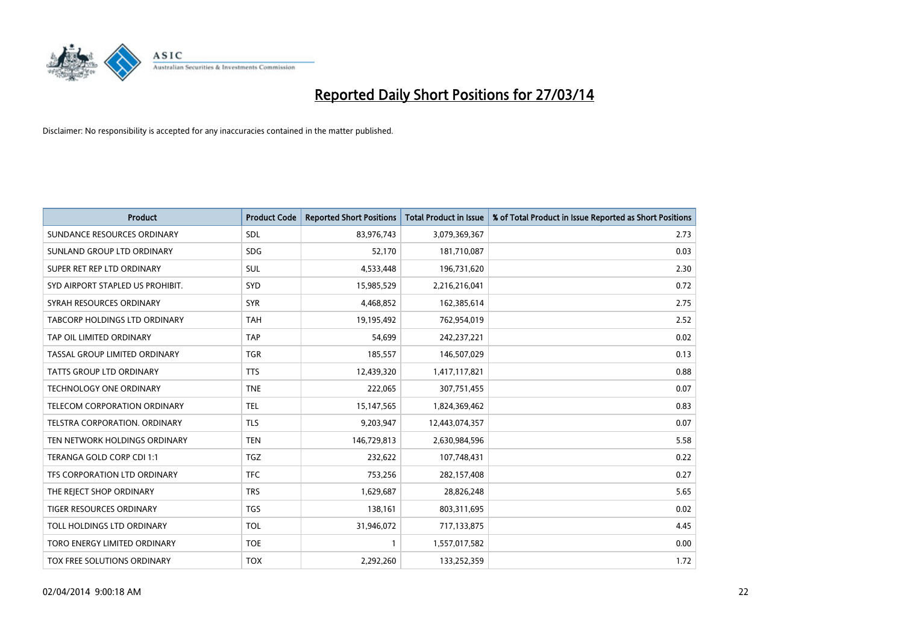# Reported Daily Short Positions for 27/03/14

Disclaimer: No responsibility is accepted for any inaccuracies contained in the matter published.

| Product | Product Code | Reported Short Positions | Total Product in Issue | % of Total Product in Issue Reported as Short Positions |
|---|---|---|---|---|
| SUNDANCE RESOURCES ORDINARY | SDL | 83,976,743 | 3,079,369,367 | 2.73 |
| SUNLAND GROUP LTD ORDINARY | SDG | 52,170 | 181,710,087 | 0.03 |
| SUPER RET REP LTD ORDINARY | SUL | 4,533,448 | 196,731,620 | 2.30 |
| SYD AIRPORT STAPLED US PROHIBIT. | SYD | 15,985,529 | 2,216,216,041 | 0.72 |
| SYRAH RESOURCES ORDINARY | SYR | 4,468,852 | 162,385,614 | 2.75 |
| TABCORP HOLDINGS LTD ORDINARY | TAH | 19,195,492 | 762,954,019 | 2.52 |
| TAP OIL LIMITED ORDINARY | TAP | 54,699 | 242,237,221 | 0.02 |
| TASSAL GROUP LIMITED ORDINARY | TGR | 185,557 | 146,507,029 | 0.13 |
| TATTS GROUP LTD ORDINARY | TTS | 12,439,320 | 1,417,117,821 | 0.88 |
| TECHNOLOGY ONE ORDINARY | TNE | 222,065 | 307,751,455 | 0.07 |
| TELECOM CORPORATION ORDINARY | TEL | 15,147,565 | 1,824,369,462 | 0.83 |
| TELSTRA CORPORATION. ORDINARY | TLS | 9,203,947 | 12,443,074,357 | 0.07 |
| TEN NETWORK HOLDINGS ORDINARY | TEN | 146,729,813 | 2,630,984,596 | 5.58 |
| TERANGA GOLD CORP CDI 1:1 | TGZ | 232,622 | 107,748,431 | 0.22 |
| TFS CORPORATION LTD ORDINARY | TFC | 753,256 | 282,157,408 | 0.27 |
| THE REJECT SHOP ORDINARY | TRS | 1,629,687 | 28,826,248 | 5.65 |
| TIGER RESOURCES ORDINARY | TGS | 138,161 | 803,311,695 | 0.02 |
| TOLL HOLDINGS LTD ORDINARY | TOL | 31,946,072 | 717,133,875 | 4.45 |
| TORO ENERGY LIMITED ORDINARY | TOE | 1 | 1,557,017,582 | 0.00 |
| TOX FREE SOLUTIONS ORDINARY | TOX | 2,292,260 | 133,252,359 | 1.72 |

02/04/2014 9:00:18 AM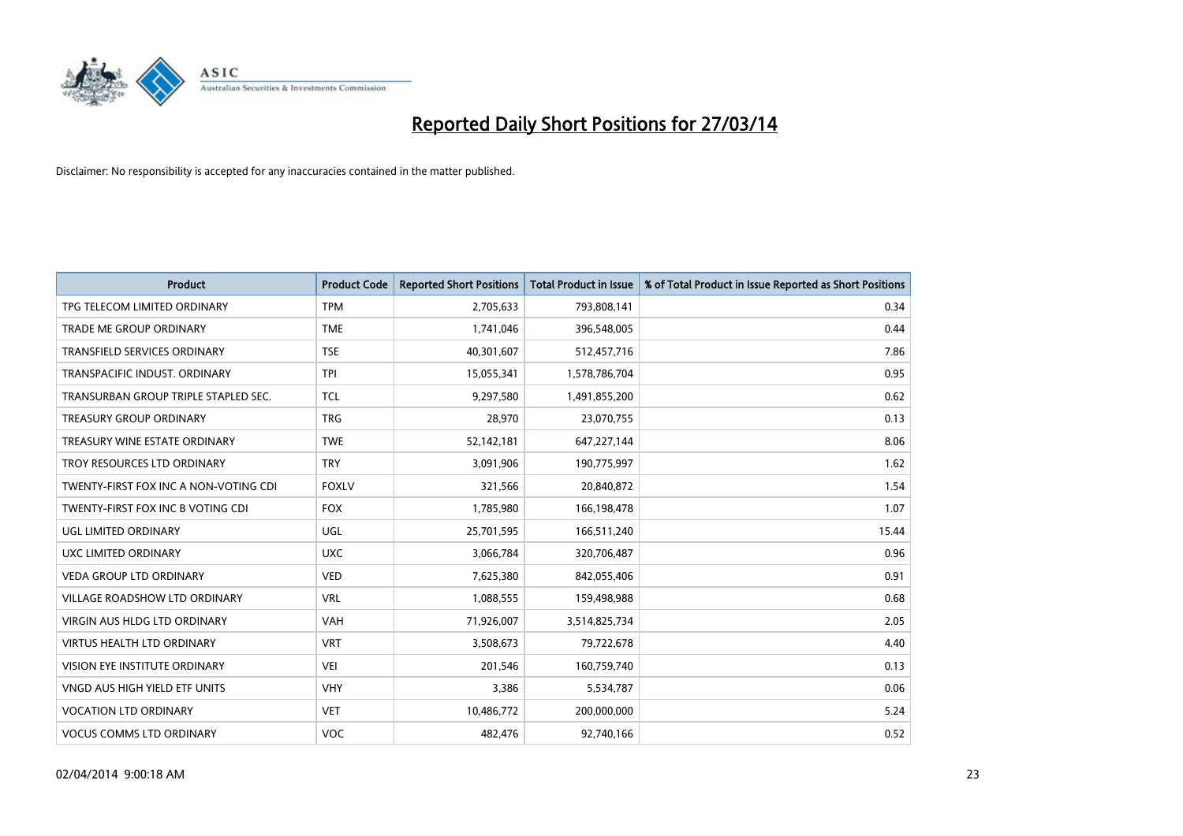# Reported Daily Short Positions for 27/03/14

Disclaimer: No responsibility is accepted for any inaccuracies contained in the matter published.

| Product | Product Code | Reported Short Positions | Total Product in Issue | % of Total Product in Issue Reported as Short Positions |
|---|---|---|---|---|
| TPG TELECOM LIMITED ORDINARY | TPM | 2,705,633 | 793,808,141 | 0.34 |
| TRADE ME GROUP ORDINARY | TME | 1,741,046 | 396,548,005 | 0.44 |
| TRANSFIELD SERVICES ORDINARY | TSE | 40,301,607 | 512,457,716 | 7.86 |
| TRANSPACIFIC INDUST. ORDINARY | TPI | 15,055,341 | 1,578,786,704 | 0.95 |
| TRANSURBAN GROUP TRIPLE STAPLED SEC. | TCL | 9,297,580 | 1,491,855,200 | 0.62 |
| TREASURY GROUP ORDINARY | TRG | 28,970 | 23,070,755 | 0.13 |
| TREASURY WINE ESTATE ORDINARY | TWE | 52,142,181 | 647,227,144 | 8.06 |
| TROY RESOURCES LTD ORDINARY | TRY | 3,091,906 | 190,775,997 | 1.62 |
| TWENTY-FIRST FOX INC A NON-VOTING CDI | FOXLV | 321,566 | 20,840,872 | 1.54 |
| TWENTY-FIRST FOX INC B VOTING CDI | FOX | 1,785,980 | 166,198,478 | 1.07 |
| UGL LIMITED ORDINARY | UGL | 25,701,595 | 166,511,240 | 15.44 |
| UXC LIMITED ORDINARY | UXC | 3,066,784 | 320,706,487 | 0.96 |
| VEDA GROUP LTD ORDINARY | VED | 7,625,380 | 842,055,406 | 0.91 |
| VILLAGE ROADSHOW LTD ORDINARY | VRL | 1,088,555 | 159,498,988 | 0.68 |
| VIRGIN AUS HLDG LTD ORDINARY | VAH | 71,926,007 | 3,514,825,734 | 2.05 |
| VIRTUS HEALTH LTD ORDINARY | VRT | 3,508,673 | 79,722,678 | 4.40 |
| VISION EYE INSTITUTE ORDINARY | VEI | 201,546 | 160,759,740 | 0.13 |
| VNGD AUS HIGH YIELD ETF UNITS | VHY | 3,386 | 5,534,787 | 0.06 |
| VOCATION LTD ORDINARY | VET | 10,486,772 | 200,000,000 | 5.24 |
| VOCUS COMMS LTD ORDINARY | VOC | 482,476 | 92,740,166 | 0.52 |

02/04/2014 9:00:18 AM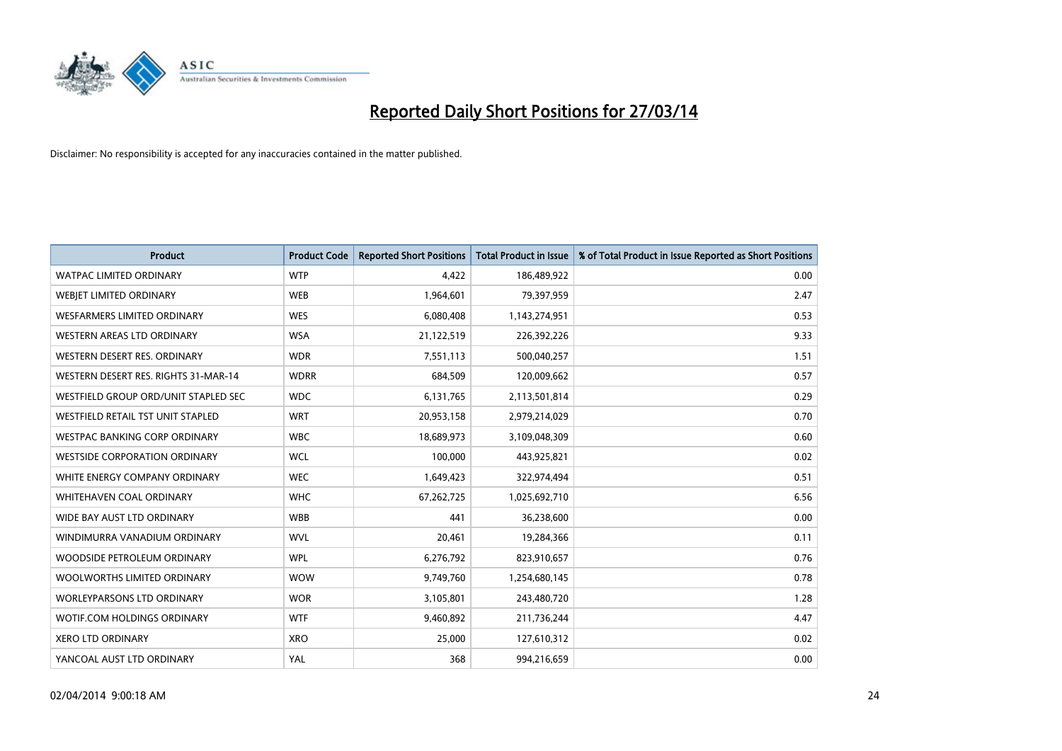# Reported Daily Short Positions for 27/03/14

Disclaimer: No responsibility is accepted for any inaccuracies contained in the matter published.

| Product | Product Code | Reported Short Positions | Total Product in Issue | % of Total Product in Issue Reported as Short Positions |
|---|---|---|---|---|
| WATPAC LIMITED ORDINARY | WTP | 4,422 | 186,489,922 | 0.00 |
| WEBJET LIMITED ORDINARY | WEB | 1,964,601 | 79,397,959 | 2.47 |
| WESFARMERS LIMITED ORDINARY | WES | 6,080,408 | 1,143,274,951 | 0.53 |
| WESTERN AREAS LTD ORDINARY | WSA | 21,122,519 | 226,392,226 | 9.33 |
| WESTERN DESERT RES. ORDINARY | WDR | 7,551,113 | 500,040,257 | 1.51 |
| WESTERN DESERT RES. RIGHTS 31-MAR-14 | WDRR | 684,509 | 120,009,662 | 0.57 |
| WESTFIELD GROUP ORD/UNIT STAPLED SEC | WDC | 6,131,765 | 2,113,501,814 | 0.29 |
| WESTFIELD RETAIL TST UNIT STAPLED | WRT | 20,953,158 | 2,979,214,029 | 0.70 |
| WESTPAC BANKING CORP ORDINARY | WBC | 18,689,973 | 3,109,048,309 | 0.60 |
| WESTSIDE CORPORATION ORDINARY | WCL | 100,000 | 443,925,821 | 0.02 |
| WHITE ENERGY COMPANY ORDINARY | WEC | 1,649,423 | 322,974,494 | 0.51 |
| WHITEHAVEN COAL ORDINARY | WHC | 67,262,725 | 1,025,692,710 | 6.56 |
| WIDE BAY AUST LTD ORDINARY | WBB | 441 | 36,238,600 | 0.00 |
| WINDIMURRA VANADIUM ORDINARY | WVL | 20,461 | 19,284,366 | 0.11 |
| WOODSIDE PETROLEUM ORDINARY | WPL | 6,276,792 | 823,910,657 | 0.76 |
| WOOLWORTHS LIMITED ORDINARY | WOW | 9,749,760 | 1,254,680,145 | 0.78 |
| WORLEYPARSONS LTD ORDINARY | WOR | 3,105,801 | 243,480,720 | 1.28 |
| WOTIF.COM HOLDINGS ORDINARY | WTF | 9,460,892 | 211,736,244 | 4.47 |
| XERO LTD ORDINARY | XRO | 25,000 | 127,610,312 | 0.02 |
| YANCOAL AUST LTD ORDINARY | YAL | 368 | 994,216,659 | 0.00 |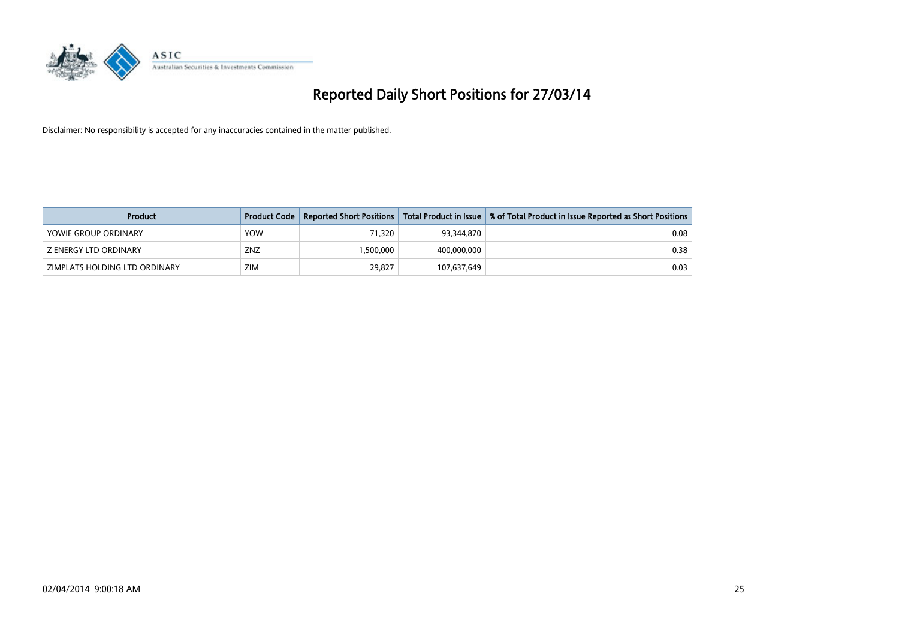# Reported Daily Short Positions for 27/03/14

Disclaimer: No responsibility is accepted for any inaccuracies contained in the matter published.

| Product | Product Code | Reported Short Positions | Total Product in Issue | % of Total Product in Issue Reported as Short Positions |
|---|---|---|---|---|
| YOWIE GROUP ORDINARY | YOW | 71,320 | 93,344,870 | 0.08 |
| Z ENERGY LTD ORDINARY | ZNZ | 1,500,000 | 400,000,000 | 0.38 |
| ZIMPLATS HOLDING LTD ORDINARY | ZIM | 29,827 | 107,637,649 | 0.03 |